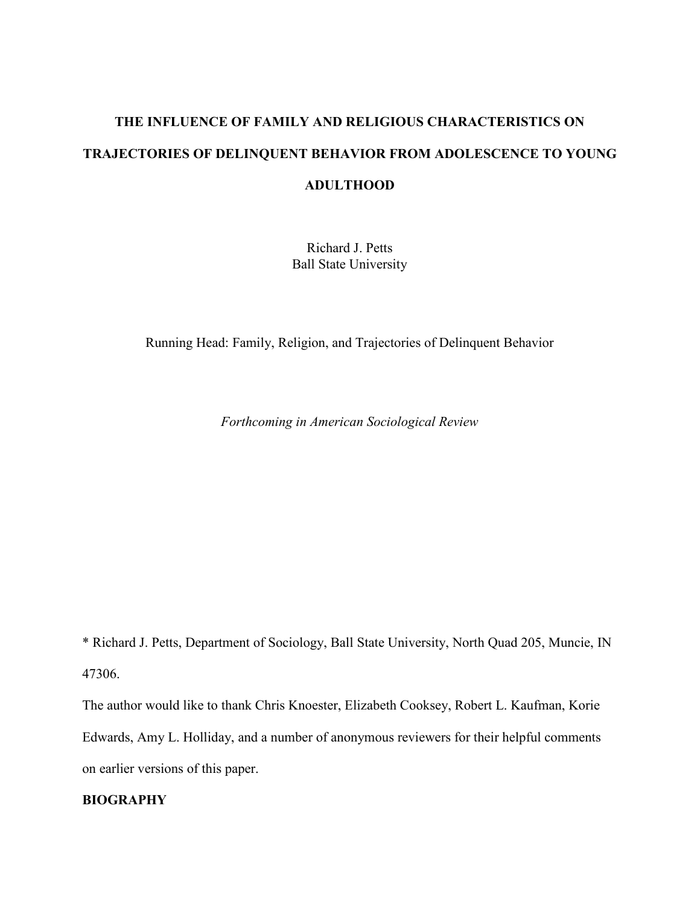# THE INFLUENCE OF FAMILY AND RELIGIOUS CHARACTERISTICS ON TRAJECTORIES OF DELINQUENT BEHAVIOR FROM ADOLESCENCE TO YOUNG ADULTHOOD

Richard J. Petts
Ball State University

Running Head: Family, Religion, and Trajectories of Delinquent Behavior

*Forthcoming in American Sociological Review*

* Richard J. Petts, Department of Sociology, Ball State University, North Quad 205, Muncie, IN 47306.

The author would like to thank Chris Knoester, Elizabeth Cooksey, Robert L. Kaufman, Korie Edwards, Amy L. Holliday, and a number of anonymous reviewers for their helpful comments on earlier versions of this paper.

**BIOGRAPHY**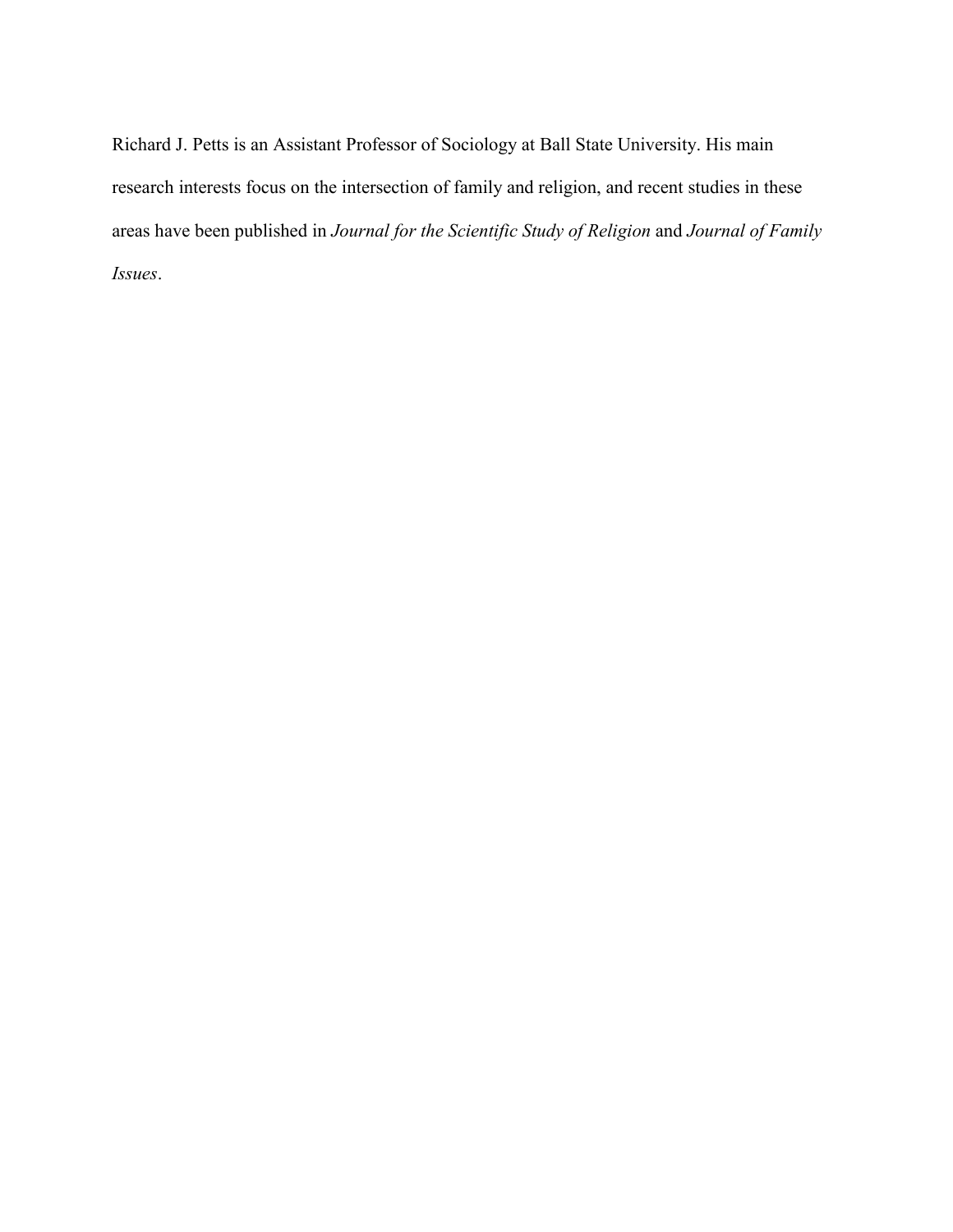Richard J. Petts is an Assistant Professor of Sociology at Ball State University. His main research interests focus on the intersection of family and religion, and recent studies in these areas have been published in *Journal for the Scientific Study of Religion* and *Journal of Family Issues*.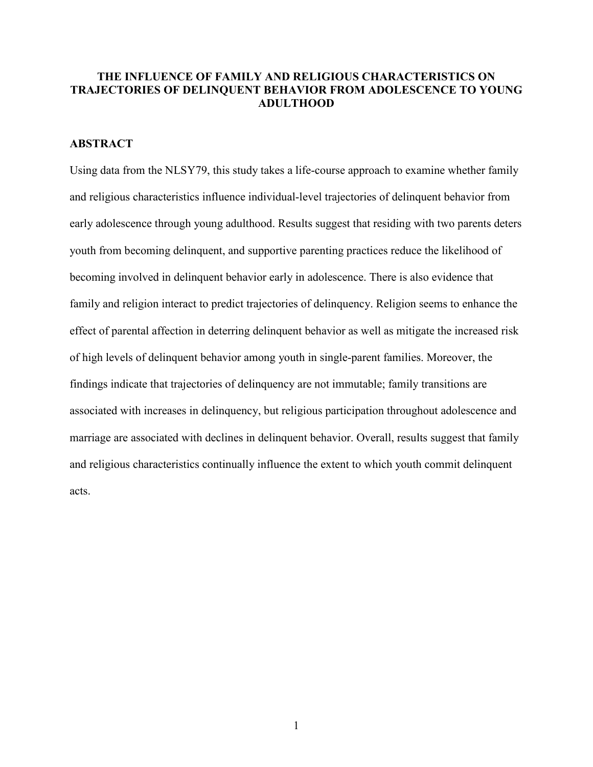# THE INFLUENCE OF FAMILY AND RELIGIOUS CHARACTERISTICS ON TRAJECTORIES OF DELINQUENT BEHAVIOR FROM ADOLESCENCE TO YOUNG ADULTHOOD

## ABSTRACT

Using data from the NLSY79, this study takes a life-course approach to examine whether family and religious characteristics influence individual-level trajectories of delinquent behavior from early adolescence through young adulthood. Results suggest that residing with two parents deters youth from becoming delinquent, and supportive parenting practices reduce the likelihood of becoming involved in delinquent behavior early in adolescence. There is also evidence that family and religion interact to predict trajectories of delinquency. Religion seems to enhance the effect of parental affection in deterring delinquent behavior as well as mitigate the increased risk of high levels of delinquent behavior among youth in single-parent families. Moreover, the findings indicate that trajectories of delinquency are not immutable; family transitions are associated with increases in delinquency, but religious participation throughout adolescence and marriage are associated with declines in delinquent behavior. Overall, results suggest that family and religious characteristics continually influence the extent to which youth commit delinquent acts.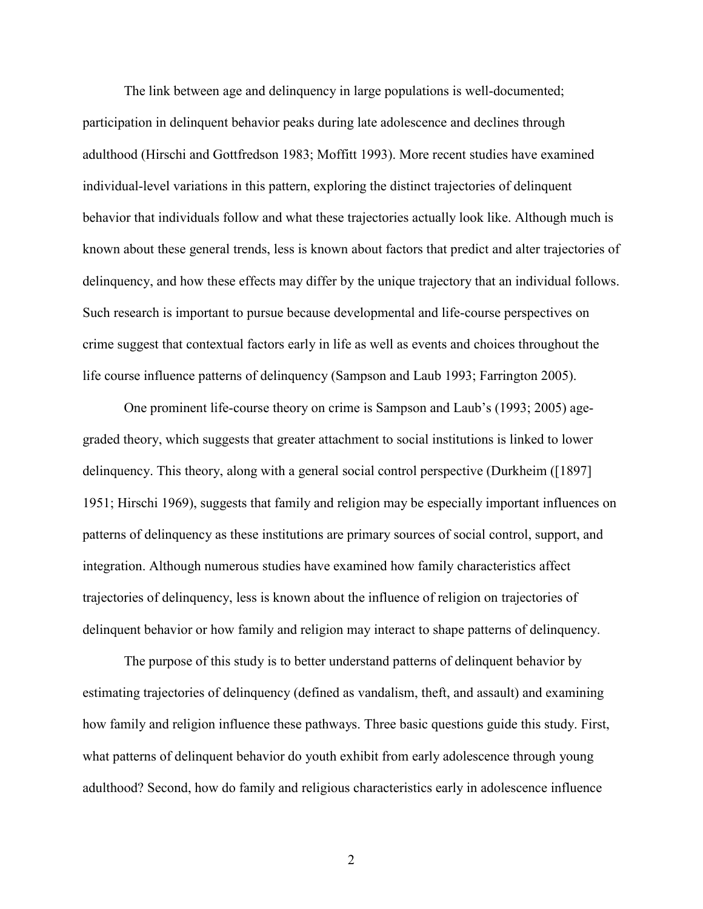The link between age and delinquency in large populations is well-documented; participation in delinquent behavior peaks during late adolescence and declines through adulthood (Hirschi and Gottfredson 1983; Moffitt 1993). More recent studies have examined individual-level variations in this pattern, exploring the distinct trajectories of delinquent behavior that individuals follow and what these trajectories actually look like. Although much is known about these general trends, less is known about factors that predict and alter trajectories of delinquency, and how these effects may differ by the unique trajectory that an individual follows. Such research is important to pursue because developmental and life-course perspectives on crime suggest that contextual factors early in life as well as events and choices throughout the life course influence patterns of delinquency (Sampson and Laub 1993; Farrington 2005).

One prominent life-course theory on crime is Sampson and Laub's (1993; 2005) age-graded theory, which suggests that greater attachment to social institutions is linked to lower delinquency. This theory, along with a general social control perspective (Durkheim ([1897] 1951; Hirschi 1969), suggests that family and religion may be especially important influences on patterns of delinquency as these institutions are primary sources of social control, support, and integration. Although numerous studies have examined how family characteristics affect trajectories of delinquency, less is known about the influence of religion on trajectories of delinquent behavior or how family and religion may interact to shape patterns of delinquency.

The purpose of this study is to better understand patterns of delinquent behavior by estimating trajectories of delinquency (defined as vandalism, theft, and assault) and examining how family and religion influence these pathways. Three basic questions guide this study. First, what patterns of delinquent behavior do youth exhibit from early adolescence through young adulthood? Second, how do family and religious characteristics early in adolescence influence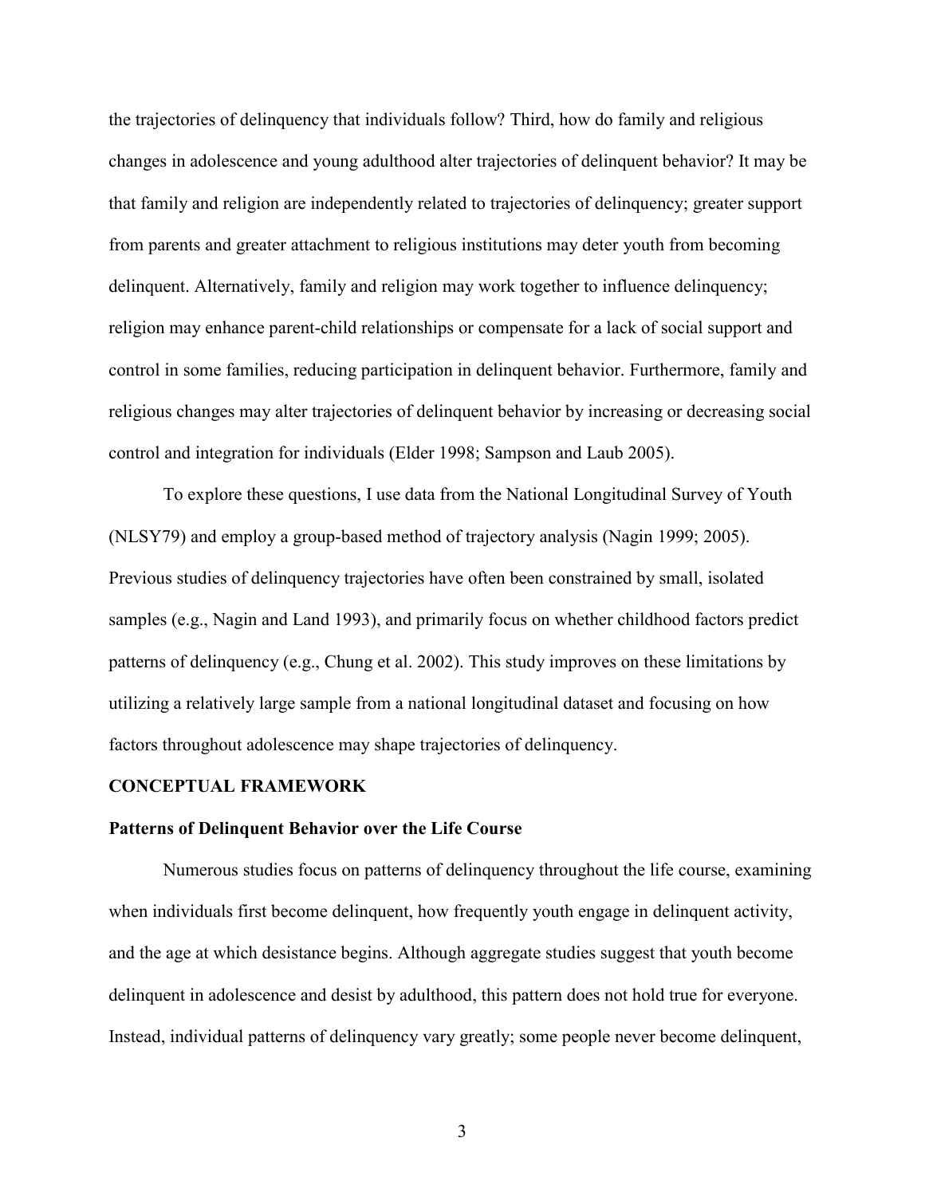the trajectories of delinquency that individuals follow? Third, how do family and religious changes in adolescence and young adulthood alter trajectories of delinquent behavior? It may be that family and religion are independently related to trajectories of delinquency; greater support from parents and greater attachment to religious institutions may deter youth from becoming delinquent. Alternatively, family and religion may work together to influence delinquency; religion may enhance parent-child relationships or compensate for a lack of social support and control in some families, reducing participation in delinquent behavior. Furthermore, family and religious changes may alter trajectories of delinquent behavior by increasing or decreasing social control and integration for individuals (Elder 1998; Sampson and Laub 2005).

To explore these questions, I use data from the National Longitudinal Survey of Youth (NLSY79) and employ a group-based method of trajectory analysis (Nagin 1999; 2005). Previous studies of delinquency trajectories have often been constrained by small, isolated samples (e.g., Nagin and Land 1993), and primarily focus on whether childhood factors predict patterns of delinquency (e.g., Chung et al. 2002). This study improves on these limitations by utilizing a relatively large sample from a national longitudinal dataset and focusing on how factors throughout adolescence may shape trajectories of delinquency.

## CONCEPTUAL FRAMEWORK

### Patterns of Delinquent Behavior over the Life Course

Numerous studies focus on patterns of delinquency throughout the life course, examining when individuals first become delinquent, how frequently youth engage in delinquent activity, and the age at which desistance begins. Although aggregate studies suggest that youth become delinquent in adolescence and desist by adulthood, this pattern does not hold true for everyone. Instead, individual patterns of delinquency vary greatly; some people never become delinquent,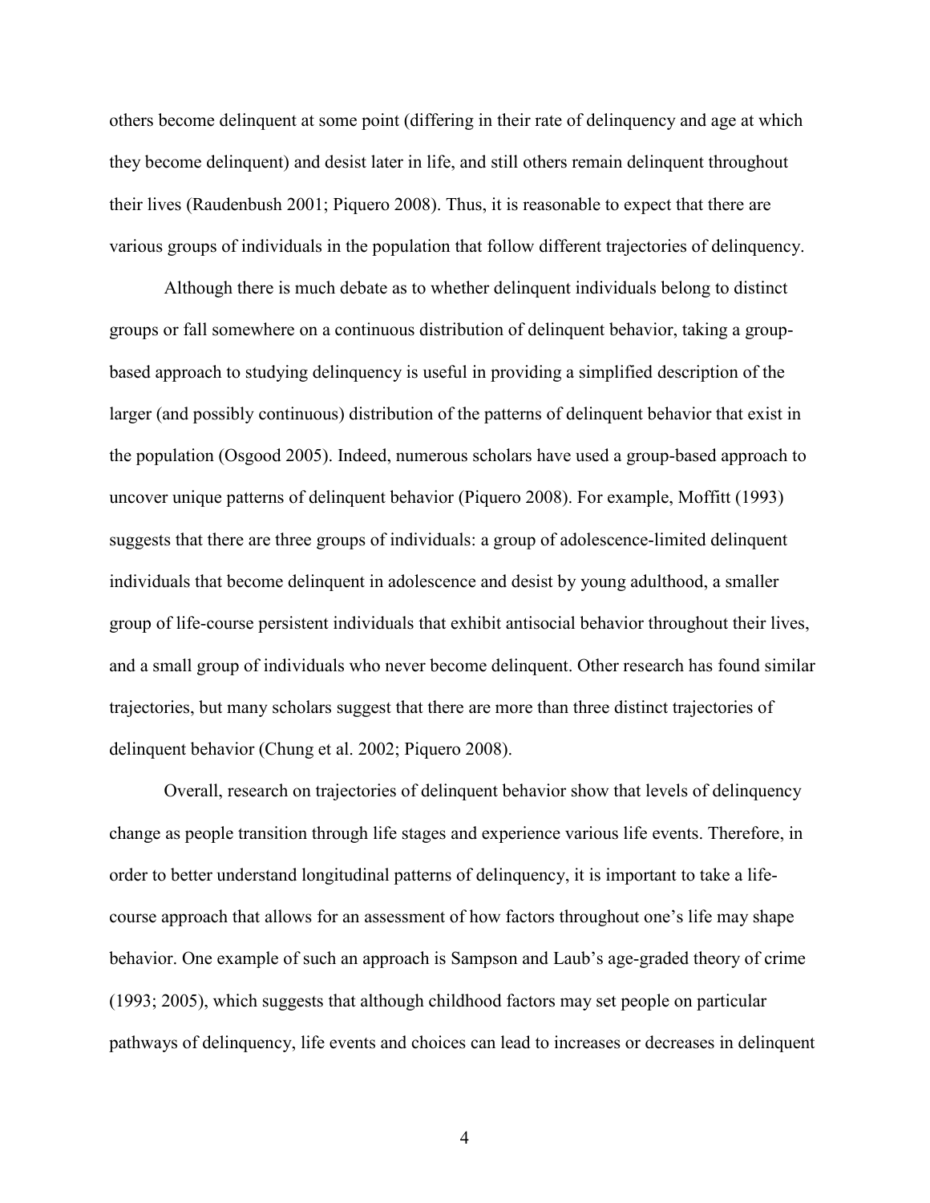others become delinquent at some point (differing in their rate of delinquency and age at which they become delinquent) and desist later in life, and still others remain delinquent throughout their lives (Raudenbush 2001; Piquero 2008). Thus, it is reasonable to expect that there are various groups of individuals in the population that follow different trajectories of delinquency.

Although there is much debate as to whether delinquent individuals belong to distinct groups or fall somewhere on a continuous distribution of delinquent behavior, taking a group-based approach to studying delinquency is useful in providing a simplified description of the larger (and possibly continuous) distribution of the patterns of delinquent behavior that exist in the population (Osgood 2005). Indeed, numerous scholars have used a group-based approach to uncover unique patterns of delinquent behavior (Piquero 2008). For example, Moffitt (1993) suggests that there are three groups of individuals: a group of adolescence-limited delinquent individuals that become delinquent in adolescence and desist by young adulthood, a smaller group of life-course persistent individuals that exhibit antisocial behavior throughout their lives, and a small group of individuals who never become delinquent. Other research has found similar trajectories, but many scholars suggest that there are more than three distinct trajectories of delinquent behavior (Chung et al. 2002; Piquero 2008).

Overall, research on trajectories of delinquent behavior show that levels of delinquency change as people transition through life stages and experience various life events. Therefore, in order to better understand longitudinal patterns of delinquency, it is important to take a life-course approach that allows for an assessment of how factors throughout one's life may shape behavior. One example of such an approach is Sampson and Laub's age-graded theory of crime (1993; 2005), which suggests that although childhood factors may set people on particular pathways of delinquency, life events and choices can lead to increases or decreases in delinquent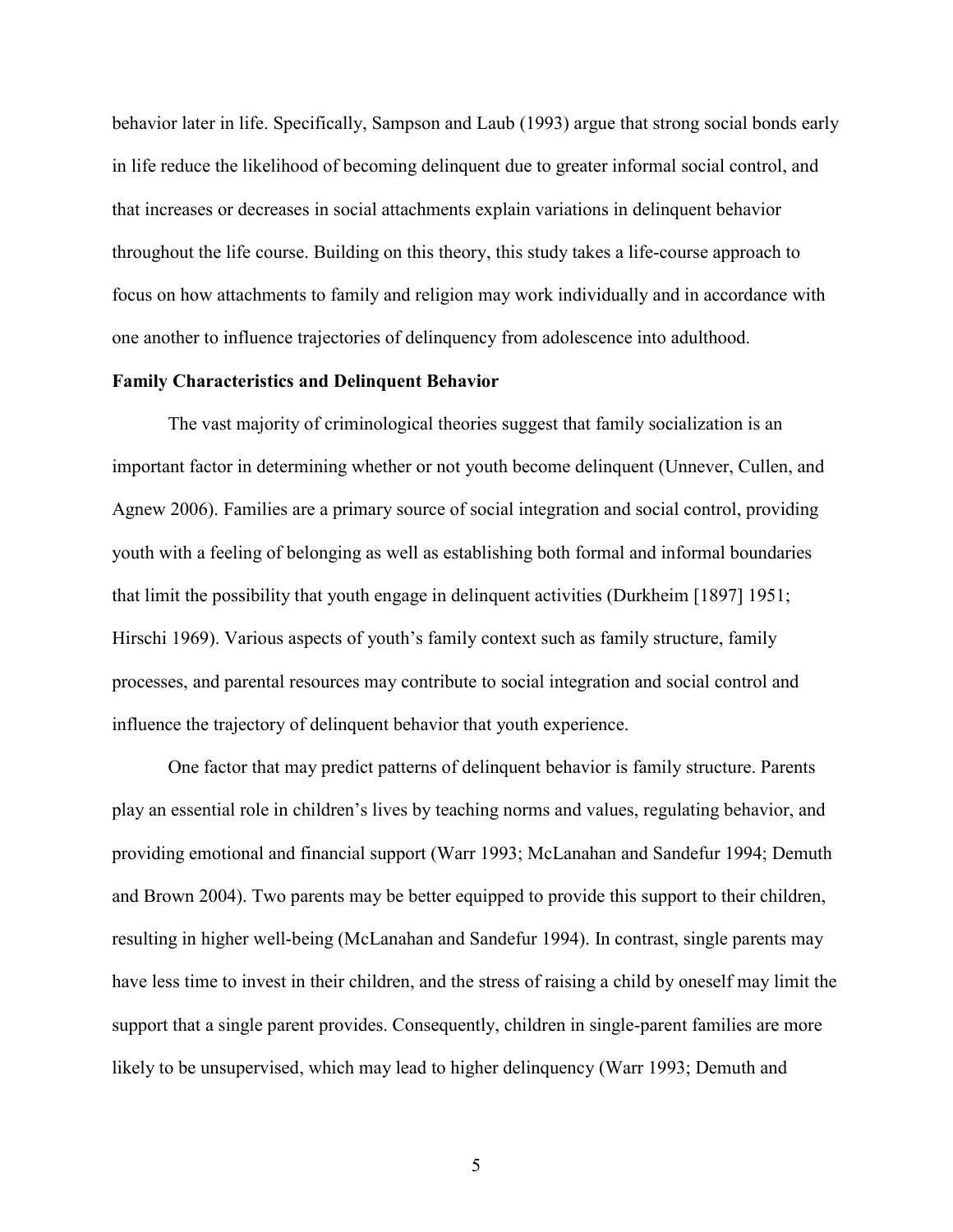behavior later in life. Specifically, Sampson and Laub (1993) argue that strong social bonds early in life reduce the likelihood of becoming delinquent due to greater informal social control, and that increases or decreases in social attachments explain variations in delinquent behavior throughout the life course. Building on this theory, this study takes a life-course approach to focus on how attachments to family and religion may work individually and in accordance with one another to influence trajectories of delinquency from adolescence into adulthood.

**Family Characteristics and Delinquent Behavior**

The vast majority of criminological theories suggest that family socialization is an important factor in determining whether or not youth become delinquent (Unnever, Cullen, and Agnew 2006). Families are a primary source of social integration and social control, providing youth with a feeling of belonging as well as establishing both formal and informal boundaries that limit the possibility that youth engage in delinquent activities (Durkheim [1897] 1951; Hirschi 1969). Various aspects of youth's family context such as family structure, family processes, and parental resources may contribute to social integration and social control and influence the trajectory of delinquent behavior that youth experience.

One factor that may predict patterns of delinquent behavior is family structure. Parents play an essential role in children's lives by teaching norms and values, regulating behavior, and providing emotional and financial support (Warr 1993; McLanahan and Sandefur 1994; Demuth and Brown 2004). Two parents may be better equipped to provide this support to their children, resulting in higher well-being (McLanahan and Sandefur 1994). In contrast, single parents may have less time to invest in their children, and the stress of raising a child by oneself may limit the support that a single parent provides. Consequently, children in single-parent families are more likely to be unsupervised, which may lead to higher delinquency (Warr 1993; Demuth and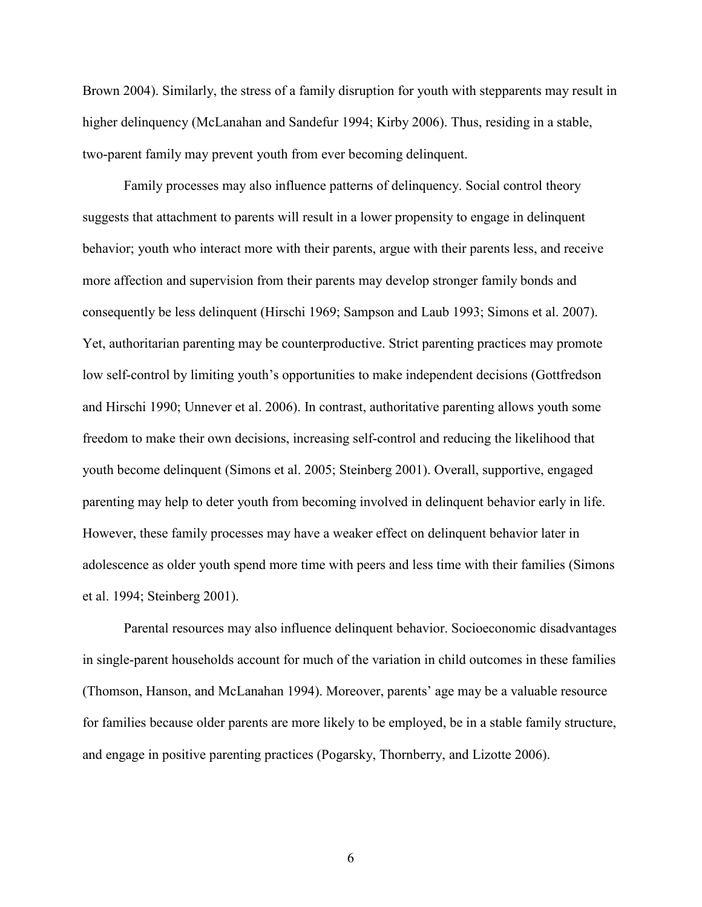Brown 2004). Similarly, the stress of a family disruption for youth with stepparents may result in higher delinquency (McLanahan and Sandefur 1994; Kirby 2006). Thus, residing in a stable, two-parent family may prevent youth from ever becoming delinquent.

Family processes may also influence patterns of delinquency. Social control theory suggests that attachment to parents will result in a lower propensity to engage in delinquent behavior; youth who interact more with their parents, argue with their parents less, and receive more affection and supervision from their parents may develop stronger family bonds and consequently be less delinquent (Hirschi 1969; Sampson and Laub 1993; Simons et al. 2007). Yet, authoritarian parenting may be counterproductive. Strict parenting practices may promote low self-control by limiting youth's opportunities to make independent decisions (Gottfredson and Hirschi 1990; Unnever et al. 2006). In contrast, authoritative parenting allows youth some freedom to make their own decisions, increasing self-control and reducing the likelihood that youth become delinquent (Simons et al. 2005; Steinberg 2001). Overall, supportive, engaged parenting may help to deter youth from becoming involved in delinquent behavior early in life. However, these family processes may have a weaker effect on delinquent behavior later in adolescence as older youth spend more time with peers and less time with their families (Simons et al. 1994; Steinberg 2001).

Parental resources may also influence delinquent behavior. Socioeconomic disadvantages in single-parent households account for much of the variation in child outcomes in these families (Thomson, Hanson, and McLanahan 1994). Moreover, parents' age may be a valuable resource for families because older parents are more likely to be employed, be in a stable family structure, and engage in positive parenting practices (Pogarsky, Thornberry, and Lizotte 2006).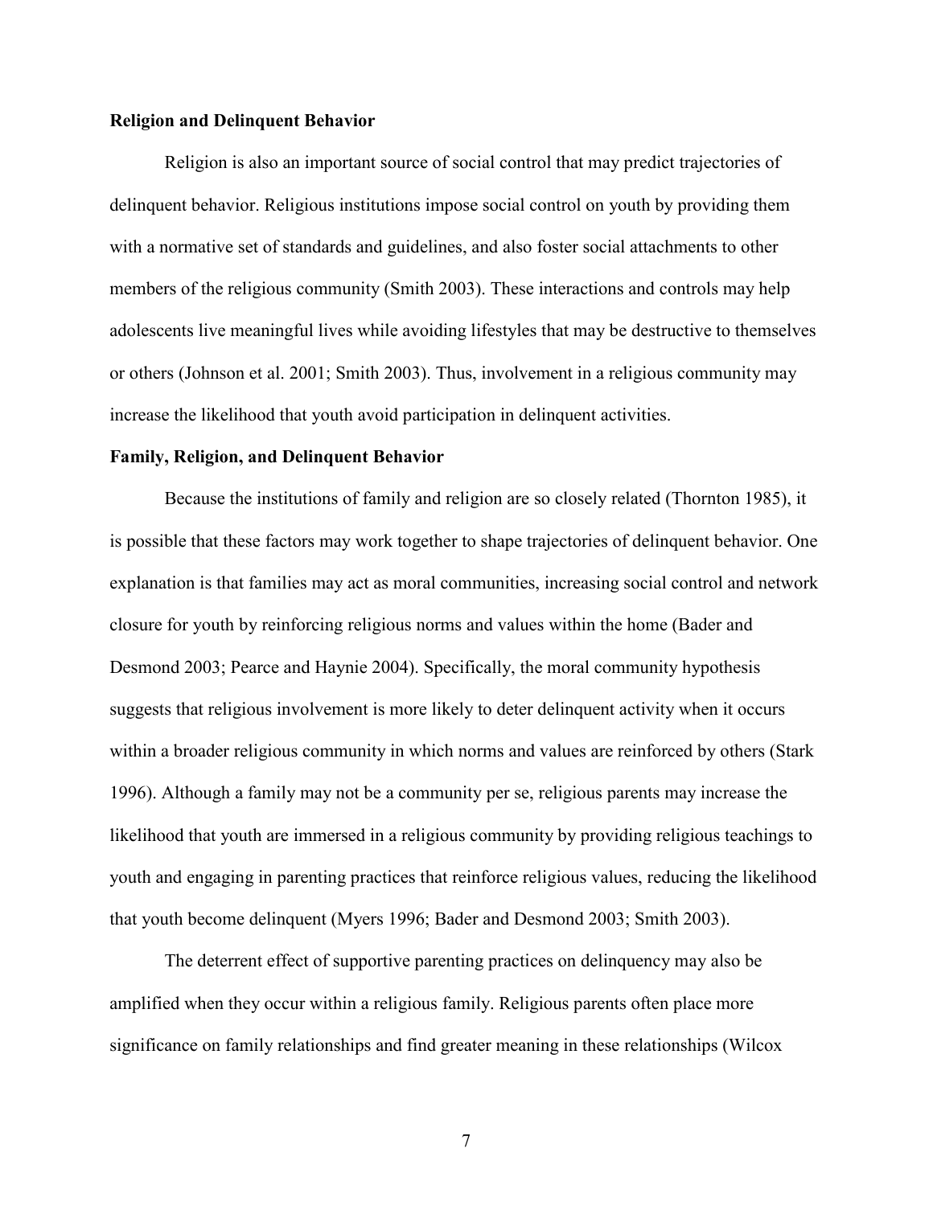**Religion and Delinquent Behavior**

Religion is also an important source of social control that may predict trajectories of delinquent behavior. Religious institutions impose social control on youth by providing them with a normative set of standards and guidelines, and also foster social attachments to other members of the religious community (Smith 2003). These interactions and controls may help adolescents live meaningful lives while avoiding lifestyles that may be destructive to themselves or others (Johnson et al. 2001; Smith 2003). Thus, involvement in a religious community may increase the likelihood that youth avoid participation in delinquent activities.

**Family, Religion, and Delinquent Behavior**

Because the institutions of family and religion are so closely related (Thornton 1985), it is possible that these factors may work together to shape trajectories of delinquent behavior. One explanation is that families may act as moral communities, increasing social control and network closure for youth by reinforcing religious norms and values within the home (Bader and Desmond 2003; Pearce and Haynie 2004). Specifically, the moral community hypothesis suggests that religious involvement is more likely to deter delinquent activity when it occurs within a broader religious community in which norms and values are reinforced by others (Stark 1996). Although a family may not be a community per se, religious parents may increase the likelihood that youth are immersed in a religious community by providing religious teachings to youth and engaging in parenting practices that reinforce religious values, reducing the likelihood that youth become delinquent (Myers 1996; Bader and Desmond 2003; Smith 2003).

The deterrent effect of supportive parenting practices on delinquency may also be amplified when they occur within a religious family. Religious parents often place more significance on family relationships and find greater meaning in these relationships (Wilcox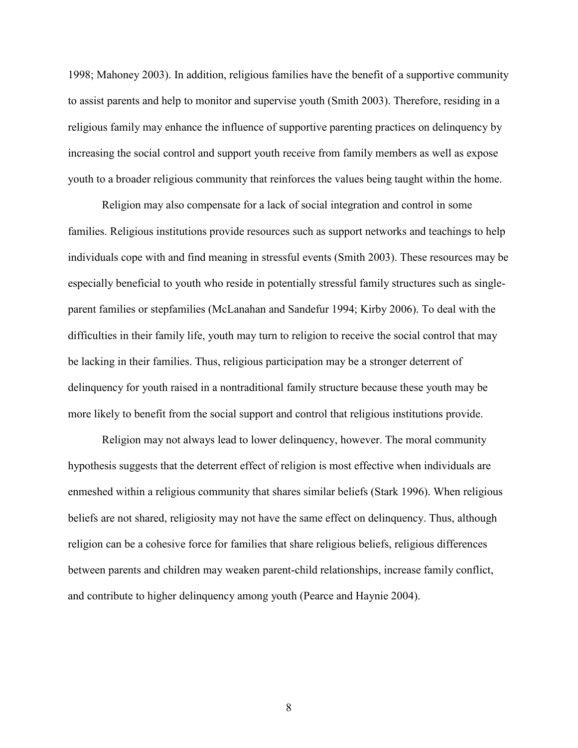1998; Mahoney 2003). In addition, religious families have the benefit of a supportive community to assist parents and help to monitor and supervise youth (Smith 2003). Therefore, residing in a religious family may enhance the influence of supportive parenting practices on delinquency by increasing the social control and support youth receive from family members as well as expose youth to a broader religious community that reinforces the values being taught within the home.

Religion may also compensate for a lack of social integration and control in some families. Religious institutions provide resources such as support networks and teachings to help individuals cope with and find meaning in stressful events (Smith 2003). These resources may be especially beneficial to youth who reside in potentially stressful family structures such as single-parent families or stepfamilies (McLanahan and Sandefur 1994; Kirby 2006). To deal with the difficulties in their family life, youth may turn to religion to receive the social control that may be lacking in their families. Thus, religious participation may be a stronger deterrent of delinquency for youth raised in a nontraditional family structure because these youth may be more likely to benefit from the social support and control that religious institutions provide.

Religion may not always lead to lower delinquency, however. The moral community hypothesis suggests that the deterrent effect of religion is most effective when individuals are enmeshed within a religious community that shares similar beliefs (Stark 1996). When religious beliefs are not shared, religiosity may not have the same effect on delinquency. Thus, although religion can be a cohesive force for families that share religious beliefs, religious differences between parents and children may weaken parent-child relationships, increase family conflict, and contribute to higher delinquency among youth (Pearce and Haynie 2004).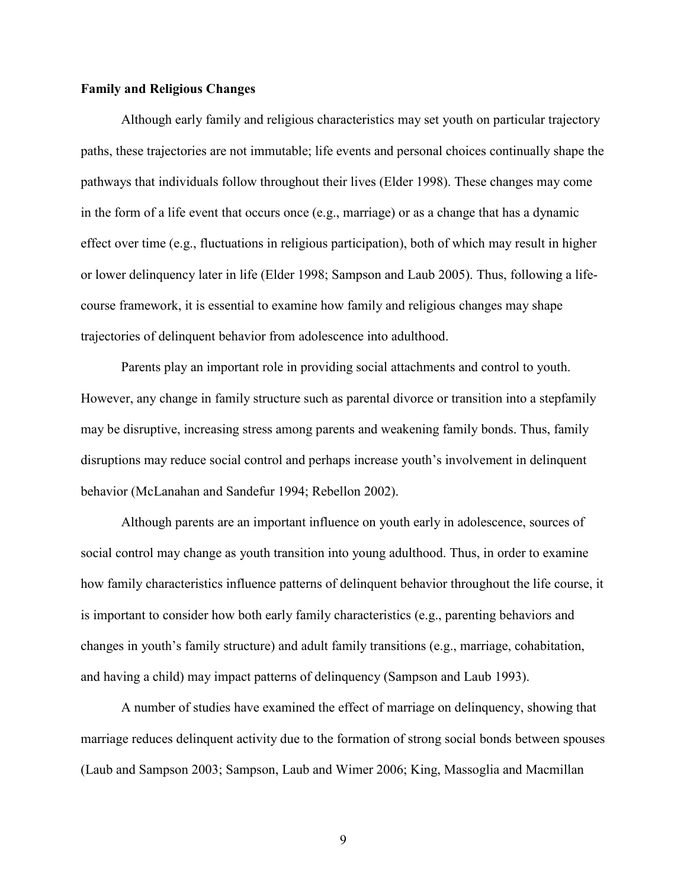**Family and Religious Changes**

Although early family and religious characteristics may set youth on particular trajectory paths, these trajectories are not immutable; life events and personal choices continually shape the pathways that individuals follow throughout their lives (Elder 1998). These changes may come in the form of a life event that occurs once (e.g., marriage) or as a change that has a dynamic effect over time (e.g., fluctuations in religious participation), both of which may result in higher or lower delinquency later in life (Elder 1998; Sampson and Laub 2005). Thus, following a life-course framework, it is essential to examine how family and religious changes may shape trajectories of delinquent behavior from adolescence into adulthood.

Parents play an important role in providing social attachments and control to youth. However, any change in family structure such as parental divorce or transition into a stepfamily may be disruptive, increasing stress among parents and weakening family bonds. Thus, family disruptions may reduce social control and perhaps increase youth's involvement in delinquent behavior (McLanahan and Sandefur 1994; Rebellon 2002).

Although parents are an important influence on youth early in adolescence, sources of social control may change as youth transition into young adulthood. Thus, in order to examine how family characteristics influence patterns of delinquent behavior throughout the life course, it is important to consider how both early family characteristics (e.g., parenting behaviors and changes in youth's family structure) and adult family transitions (e.g., marriage, cohabitation, and having a child) may impact patterns of delinquency (Sampson and Laub 1993).

A number of studies have examined the effect of marriage on delinquency, showing that marriage reduces delinquent activity due to the formation of strong social bonds between spouses (Laub and Sampson 2003; Sampson, Laub and Wimer 2006; King, Massoglia and Macmillan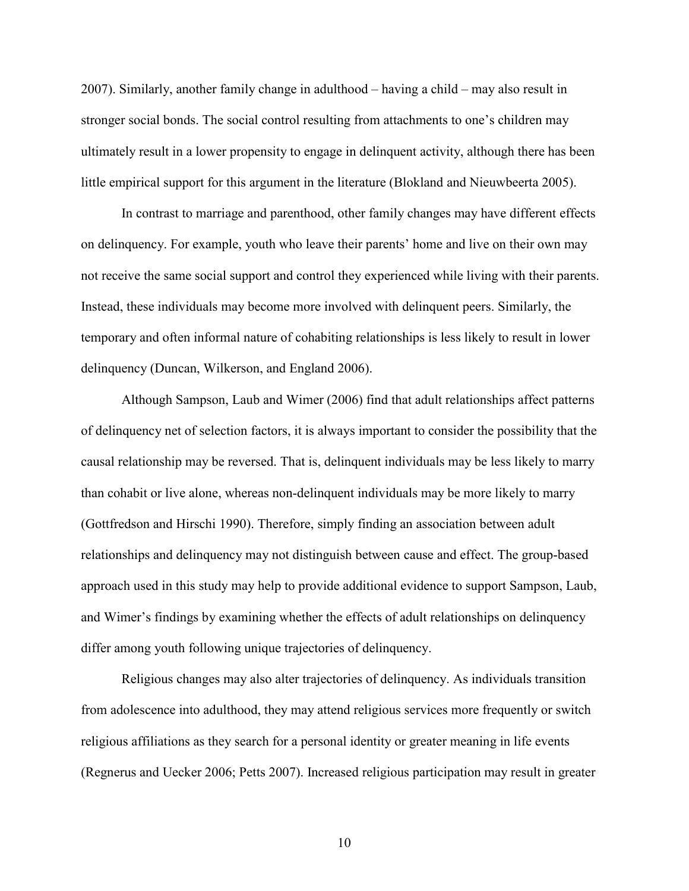2007). Similarly, another family change in adulthood – having a child – may also result in stronger social bonds. The social control resulting from attachments to one's children may ultimately result in a lower propensity to engage in delinquent activity, although there has been little empirical support for this argument in the literature (Blokland and Nieuwbeerta 2005).

In contrast to marriage and parenthood, other family changes may have different effects on delinquency. For example, youth who leave their parents' home and live on their own may not receive the same social support and control they experienced while living with their parents. Instead, these individuals may become more involved with delinquent peers. Similarly, the temporary and often informal nature of cohabiting relationships is less likely to result in lower delinquency (Duncan, Wilkerson, and England 2006).

Although Sampson, Laub and Wimer (2006) find that adult relationships affect patterns of delinquency net of selection factors, it is always important to consider the possibility that the causal relationship may be reversed. That is, delinquent individuals may be less likely to marry than cohabit or live alone, whereas non-delinquent individuals may be more likely to marry (Gottfredson and Hirschi 1990). Therefore, simply finding an association between adult relationships and delinquency may not distinguish between cause and effect. The group-based approach used in this study may help to provide additional evidence to support Sampson, Laub, and Wimer's findings by examining whether the effects of adult relationships on delinquency differ among youth following unique trajectories of delinquency.

Religious changes may also alter trajectories of delinquency. As individuals transition from adolescence into adulthood, they may attend religious services more frequently or switch religious affiliations as they search for a personal identity or greater meaning in life events (Regnerus and Uecker 2006; Petts 2007). Increased religious participation may result in greater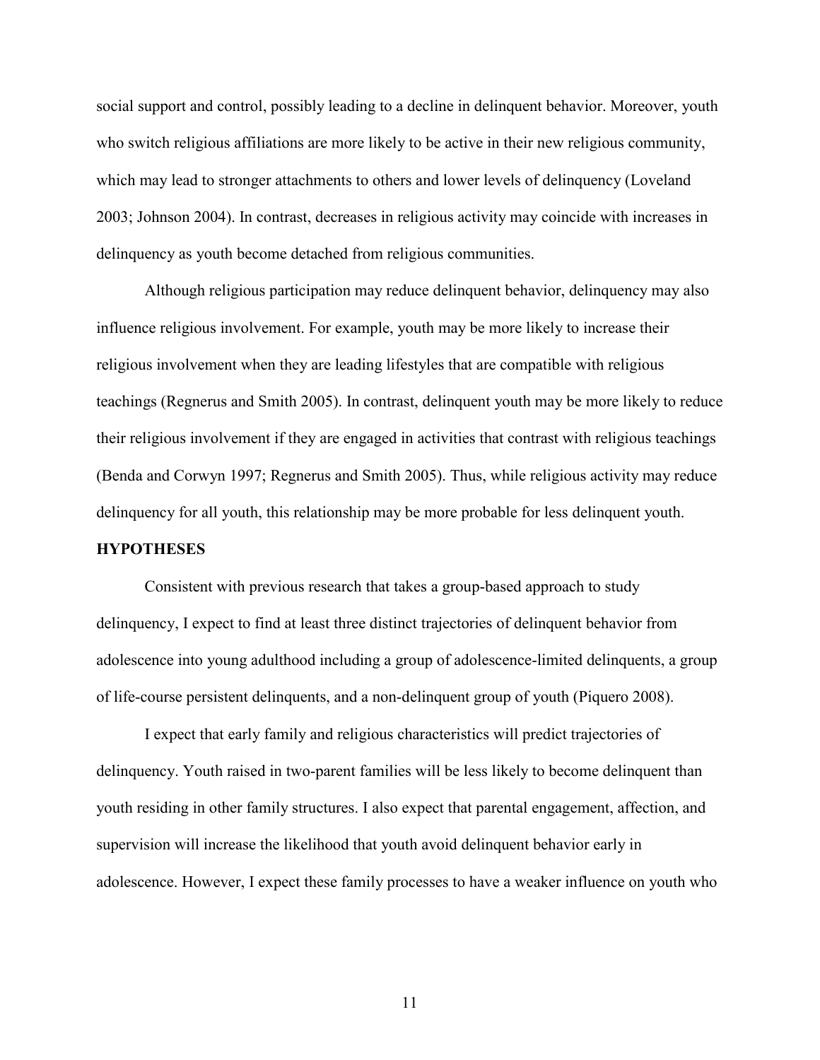social support and control, possibly leading to a decline in delinquent behavior. Moreover, youth who switch religious affiliations are more likely to be active in their new religious community, which may lead to stronger attachments to others and lower levels of delinquency (Loveland 2003; Johnson 2004). In contrast, decreases in religious activity may coincide with increases in delinquency as youth become detached from religious communities.

Although religious participation may reduce delinquent behavior, delinquency may also influence religious involvement. For example, youth may be more likely to increase their religious involvement when they are leading lifestyles that are compatible with religious teachings (Regnerus and Smith 2005). In contrast, delinquent youth may be more likely to reduce their religious involvement if they are engaged in activities that contrast with religious teachings (Benda and Corwyn 1997; Regnerus and Smith 2005). Thus, while religious activity may reduce delinquency for all youth, this relationship may be more probable for less delinquent youth.

## HYPOTHESES

Consistent with previous research that takes a group-based approach to study delinquency, I expect to find at least three distinct trajectories of delinquent behavior from adolescence into young adulthood including a group of adolescence-limited delinquents, a group of life-course persistent delinquents, and a non-delinquent group of youth (Piquero 2008).

I expect that early family and religious characteristics will predict trajectories of delinquency. Youth raised in two-parent families will be less likely to become delinquent than youth residing in other family structures. I also expect that parental engagement, affection, and supervision will increase the likelihood that youth avoid delinquent behavior early in adolescence. However, I expect these family processes to have a weaker influence on youth who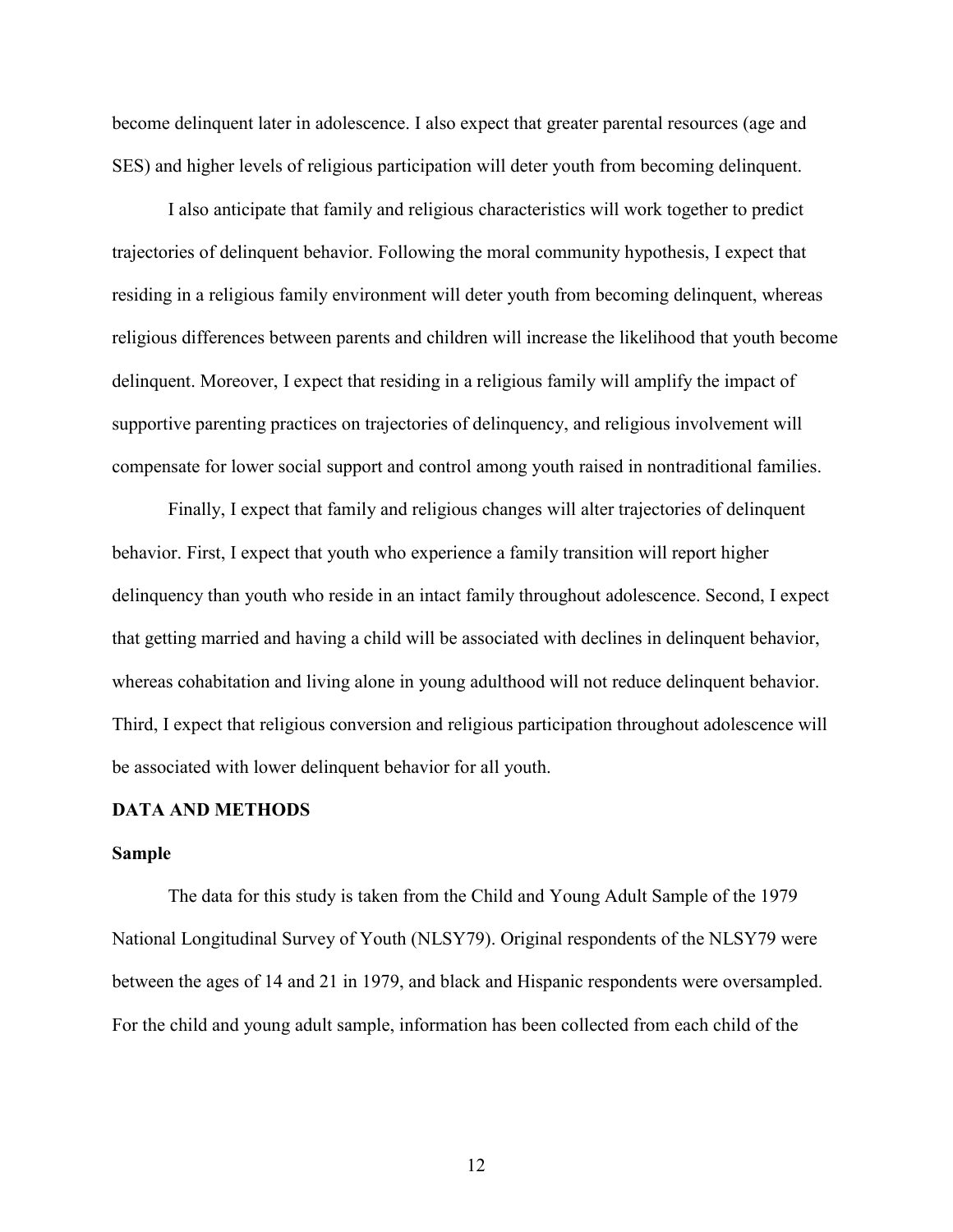become delinquent later in adolescence. I also expect that greater parental resources (age and SES) and higher levels of religious participation will deter youth from becoming delinquent.

I also anticipate that family and religious characteristics will work together to predict trajectories of delinquent behavior. Following the moral community hypothesis, I expect that residing in a religious family environment will deter youth from becoming delinquent, whereas religious differences between parents and children will increase the likelihood that youth become delinquent. Moreover, I expect that residing in a religious family will amplify the impact of supportive parenting practices on trajectories of delinquency, and religious involvement will compensate for lower social support and control among youth raised in nontraditional families.

Finally, I expect that family and religious changes will alter trajectories of delinquent behavior. First, I expect that youth who experience a family transition will report higher delinquency than youth who reside in an intact family throughout adolescence. Second, I expect that getting married and having a child will be associated with declines in delinquent behavior, whereas cohabitation and living alone in young adulthood will not reduce delinquent behavior. Third, I expect that religious conversion and religious participation throughout adolescence will be associated with lower delinquent behavior for all youth.

## DATA AND METHODS

### Sample

The data for this study is taken from the Child and Young Adult Sample of the 1979 National Longitudinal Survey of Youth (NLSY79). Original respondents of the NLSY79 were between the ages of 14 and 21 in 1979, and black and Hispanic respondents were oversampled. For the child and young adult sample, information has been collected from each child of the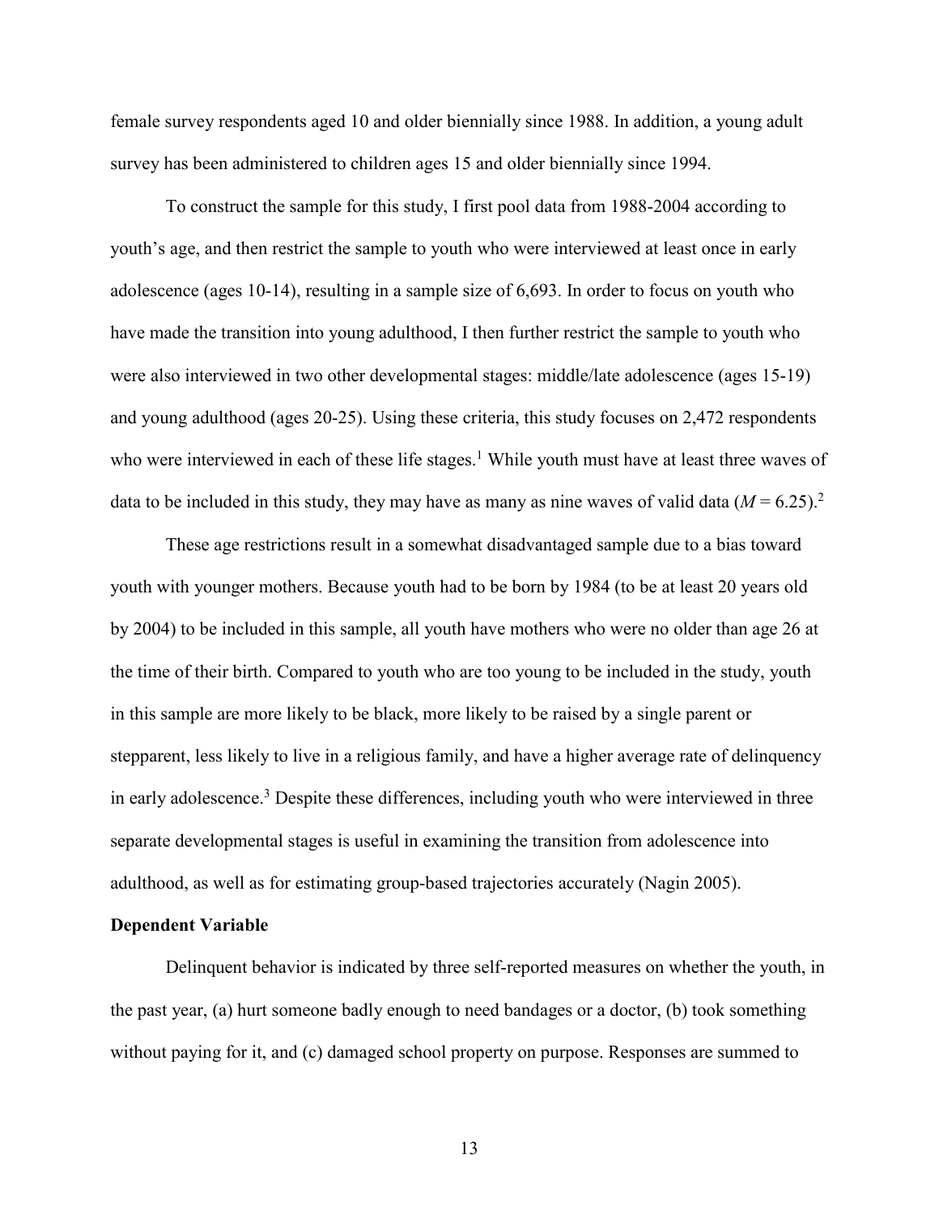female survey respondents aged 10 and older biennially since 1988. In addition, a young adult survey has been administered to children ages 15 and older biennially since 1994.

To construct the sample for this study, I first pool data from 1988-2004 according to youth's age, and then restrict the sample to youth who were interviewed at least once in early adolescence (ages 10-14), resulting in a sample size of 6,693. In order to focus on youth who have made the transition into young adulthood, I then further restrict the sample to youth who were also interviewed in two other developmental stages: middle/late adolescence (ages 15-19) and young adulthood (ages 20-25). Using these criteria, this study focuses on 2,472 respondents who were interviewed in each of these life stages.[1] While youth must have at least three waves of data to be included in this study, they may have as many as nine waves of valid data ($M = 6.25$).[2]

These age restrictions result in a somewhat disadvantaged sample due to a bias toward youth with younger mothers. Because youth had to be born by 1984 (to be at least 20 years old by 2004) to be included in this sample, all youth have mothers who were no older than age 26 at the time of their birth. Compared to youth who are too young to be included in the study, youth in this sample are more likely to be black, more likely to be raised by a single parent or stepparent, less likely to live in a religious family, and have a higher average rate of delinquency in early adolescence.[3] Despite these differences, including youth who were interviewed in three separate developmental stages is useful in examining the transition from adolescence into adulthood, as well as for estimating group-based trajectories accurately (Nagin 2005).

**Dependent Variable**

Delinquent behavior is indicated by three self-reported measures on whether the youth, in the past year, (a) hurt someone badly enough to need bandages or a doctor, (b) took something without paying for it, and (c) damaged school property on purpose. Responses are summed to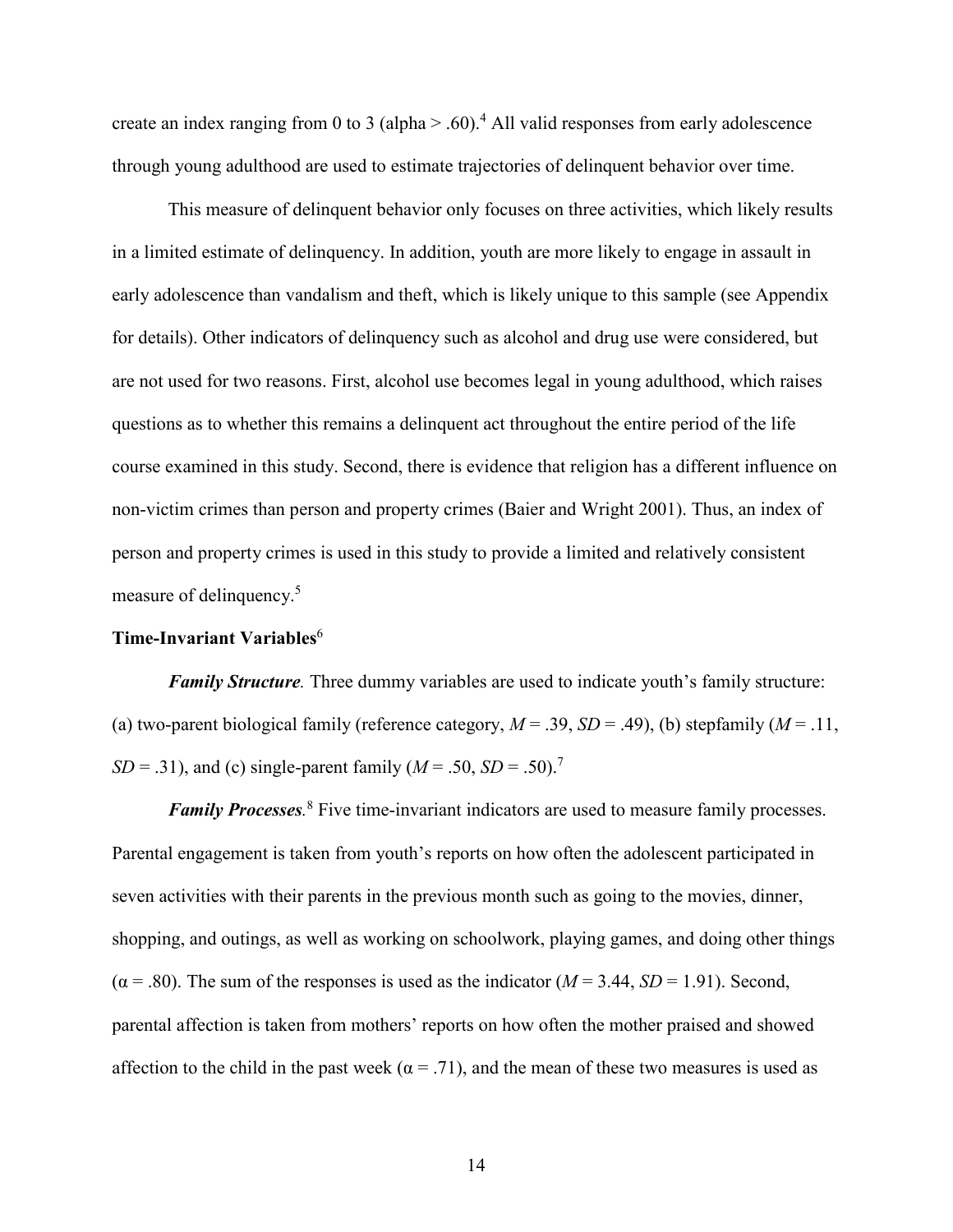create an index ranging from 0 to 3 (alpha > .60).[4] All valid responses from early adolescence through young adulthood are used to estimate trajectories of delinquent behavior over time.

This measure of delinquent behavior only focuses on three activities, which likely results in a limited estimate of delinquency. In addition, youth are more likely to engage in assault in early adolescence than vandalism and theft, which is likely unique to this sample (see Appendix for details). Other indicators of delinquency such as alcohol and drug use were considered, but are not used for two reasons. First, alcohol use becomes legal in young adulthood, which raises questions as to whether this remains a delinquent act throughout the entire period of the life course examined in this study. Second, there is evidence that religion has a different influence on non-victim crimes than person and property crimes (Baier and Wright 2001). Thus, an index of person and property crimes is used in this study to provide a limited and relatively consistent measure of delinquency.[5]

### Time-Invariant Variables[6]

***Family Structure.*** Three dummy variables are used to indicate youth's family structure: (a) two-parent biological family (reference category, *M* = .39, *SD* = .49), (b) stepfamily (*M* = .11, *SD* = .31), and (c) single-parent family (*M* = .50, *SD* = .50).[7]

***Family Processes.***[8] Five time-invariant indicators are used to measure family processes. Parental engagement is taken from youth's reports on how often the adolescent participated in seven activities with their parents in the previous month such as going to the movies, dinner, shopping, and outings, as well as working on schoolwork, playing games, and doing other things ($\alpha$ = .80). The sum of the responses is used as the indicator (*M* = 3.44, *SD* = 1.91). Second, parental affection is taken from mothers' reports on how often the mother praised and showed affection to the child in the past week ($\alpha$ = .71), and the mean of these two measures is used as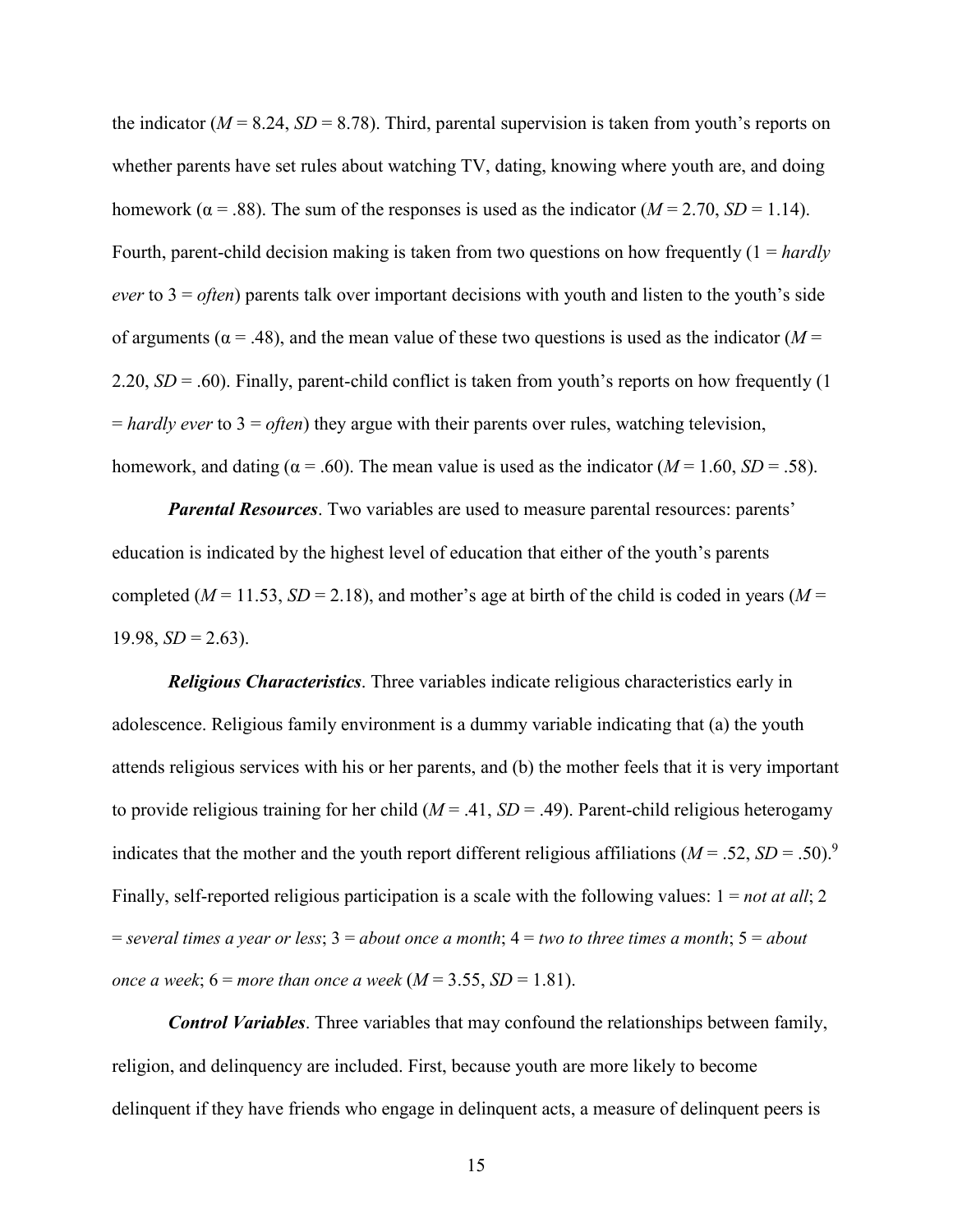the indicator (*M* = 8.24, *SD* = 8.78). Third, parental supervision is taken from youth's reports on whether parents have set rules about watching TV, dating, knowing where youth are, and doing homework (α = .88). The sum of the responses is used as the indicator (*M* = 2.70, *SD* = 1.14). Fourth, parent-child decision making is taken from two questions on how frequently (1 = *hardly ever* to 3 = *often*) parents talk over important decisions with youth and listen to the youth's side of arguments (α = .48), and the mean value of these two questions is used as the indicator (*M* = 2.20, *SD* = .60). Finally, parent-child conflict is taken from youth's reports on how frequently (1 = *hardly ever* to 3 = *often*) they argue with their parents over rules, watching television, homework, and dating (α = .60). The mean value is used as the indicator (*M* = 1.60, *SD* = .58).

***Parental Resources***. Two variables are used to measure parental resources: parents' education is indicated by the highest level of education that either of the youth's parents completed (*M* = 11.53, *SD* = 2.18), and mother's age at birth of the child is coded in years (*M* = 19.98, *SD* = 2.63).

***Religious Characteristics***. Three variables indicate religious characteristics early in adolescence. Religious family environment is a dummy variable indicating that (a) the youth attends religious services with his or her parents, and (b) the mother feels that it is very important to provide religious training for her child (*M* = .41, *SD* = .49). Parent-child religious heterogamy indicates that the mother and the youth report different religious affiliations (*M* = .52, *SD* = .50).[9] Finally, self-reported religious participation is a scale with the following values: 1 = *not at all*; 2 = *several times a year or less*; 3 = *about once a month*; 4 = *two to three times a month*; 5 = *about once a week*; 6 = *more than once a week* (*M* = 3.55, *SD* = 1.81).

***Control Variables***. Three variables that may confound the relationships between family, religion, and delinquency are included. First, because youth are more likely to become delinquent if they have friends who engage in delinquent acts, a measure of delinquent peers is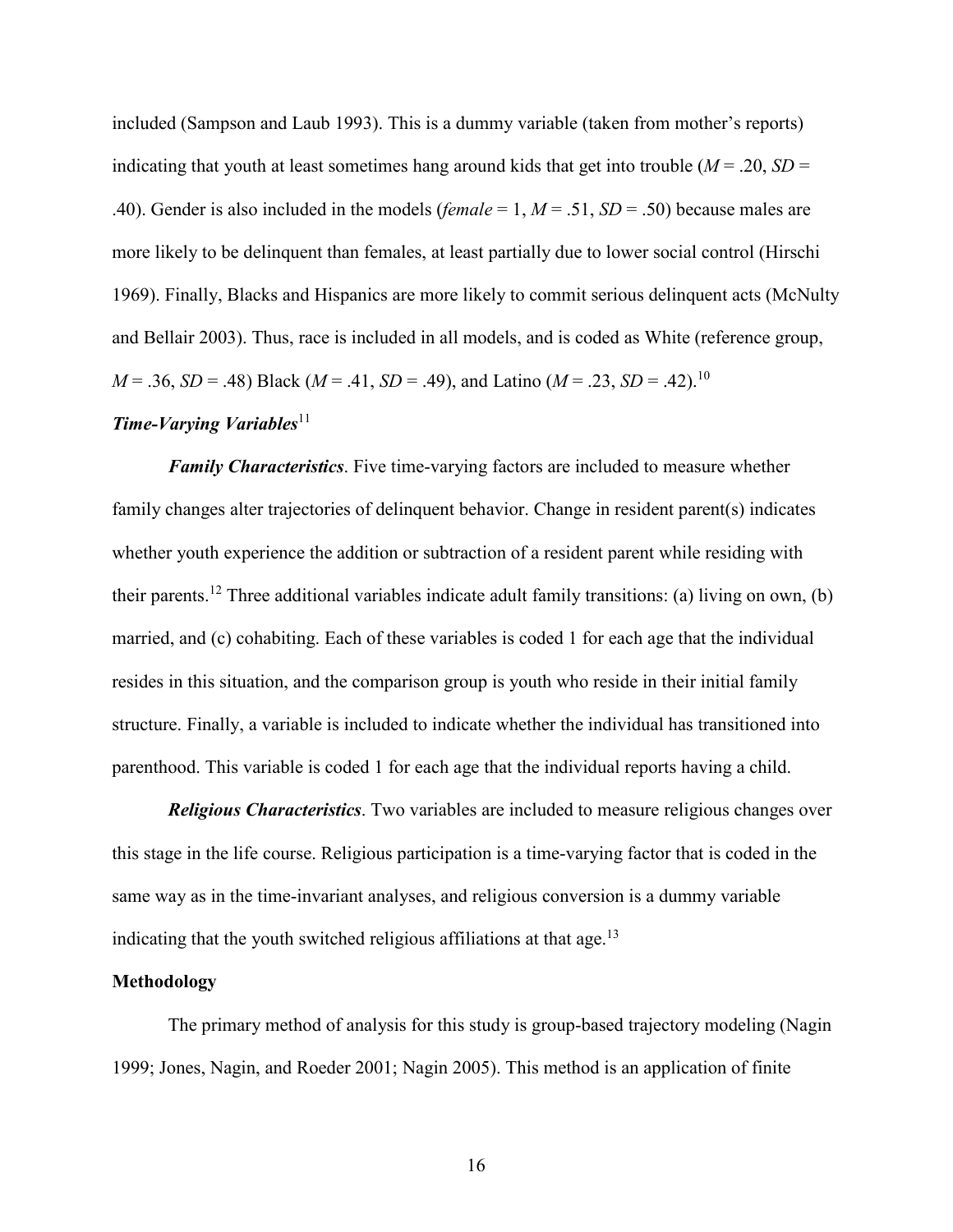included (Sampson and Laub 1993). This is a dummy variable (taken from mother's reports) indicating that youth at least sometimes hang around kids that get into trouble (*M* = .20, *SD* = .40). Gender is also included in the models (*female* = 1, *M* = .51, *SD* = .50) because males are more likely to be delinquent than females, at least partially due to lower social control (Hirschi 1969). Finally, Blacks and Hispanics are more likely to commit serious delinquent acts (McNulty and Bellair 2003). Thus, race is included in all models, and is coded as White (reference group, *M* = .36, *SD* = .48) Black (*M* = .41, *SD* = .49), and Latino (*M* = .23, *SD* = .42).[10]

***Time-Varying Variables***[11]

***Family Characteristics***. Five time-varying factors are included to measure whether family changes alter trajectories of delinquent behavior. Change in resident parent(s) indicates whether youth experience the addition or subtraction of a resident parent while residing with their parents.[12] Three additional variables indicate adult family transitions: (a) living on own, (b) married, and (c) cohabiting. Each of these variables is coded 1 for each age that the individual resides in this situation, and the comparison group is youth who reside in their initial family structure. Finally, a variable is included to indicate whether the individual has transitioned into parenthood. This variable is coded 1 for each age that the individual reports having a child.

***Religious Characteristics***. Two variables are included to measure religious changes over this stage in the life course. Religious participation is a time-varying factor that is coded in the same way as in the time-invariant analyses, and religious conversion is a dummy variable indicating that the youth switched religious affiliations at that age.[13]

**Methodology**

The primary method of analysis for this study is group-based trajectory modeling (Nagin 1999; Jones, Nagin, and Roeder 2001; Nagin 2005). This method is an application of finite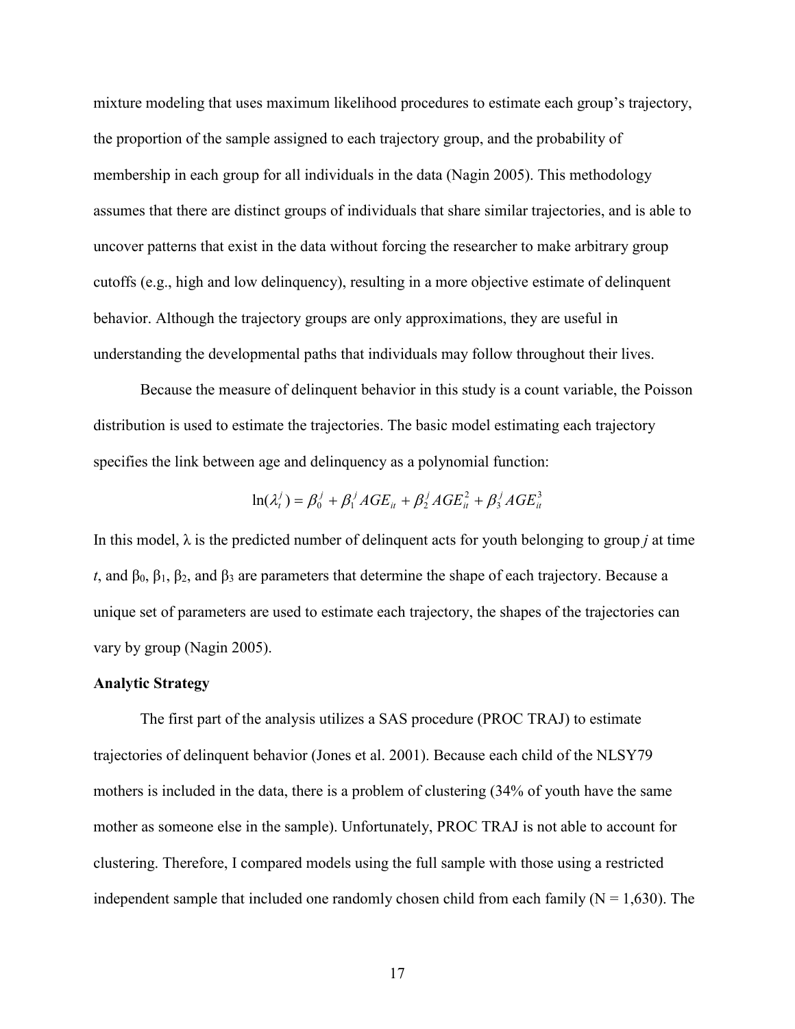mixture modeling that uses maximum likelihood procedures to estimate each group's trajectory, the proportion of the sample assigned to each trajectory group, and the probability of membership in each group for all individuals in the data (Nagin 2005). This methodology assumes that there are distinct groups of individuals that share similar trajectories, and is able to uncover patterns that exist in the data without forcing the researcher to make arbitrary group cutoffs (e.g., high and low delinquency), resulting in a more objective estimate of delinquent behavior. Although the trajectory groups are only approximations, they are useful in understanding the developmental paths that individuals may follow throughout their lives.

Because the measure of delinquent behavior in this study is a count variable, the Poisson distribution is used to estimate the trajectories. The basic model estimating each trajectory specifies the link between age and delinquency as a polynomial function:

$$\ln(\lambda_t^j) = \beta_0^j + \beta_1^j AGE_{it} + \beta_2^j AGE_{it}^2 + \beta_3^j AGE_{it}^3$$

In this model, $\lambda$ is the predicted number of delinquent acts for youth belonging to group *j* at time *t*, and $\beta_0$, $\beta_1$, $\beta_2$, and $\beta_3$ are parameters that determine the shape of each trajectory. Because a unique set of parameters are used to estimate each trajectory, the shapes of the trajectories can vary by group (Nagin 2005).

**Analytic Strategy**

The first part of the analysis utilizes a SAS procedure (PROC TRAJ) to estimate trajectories of delinquent behavior (Jones et al. 2001). Because each child of the NLSY79 mothers is included in the data, there is a problem of clustering (34% of youth have the same mother as someone else in the sample). Unfortunately, PROC TRAJ is not able to account for clustering. Therefore, I compared models using the full sample with those using a restricted independent sample that included one randomly chosen child from each family (N = 1,630). The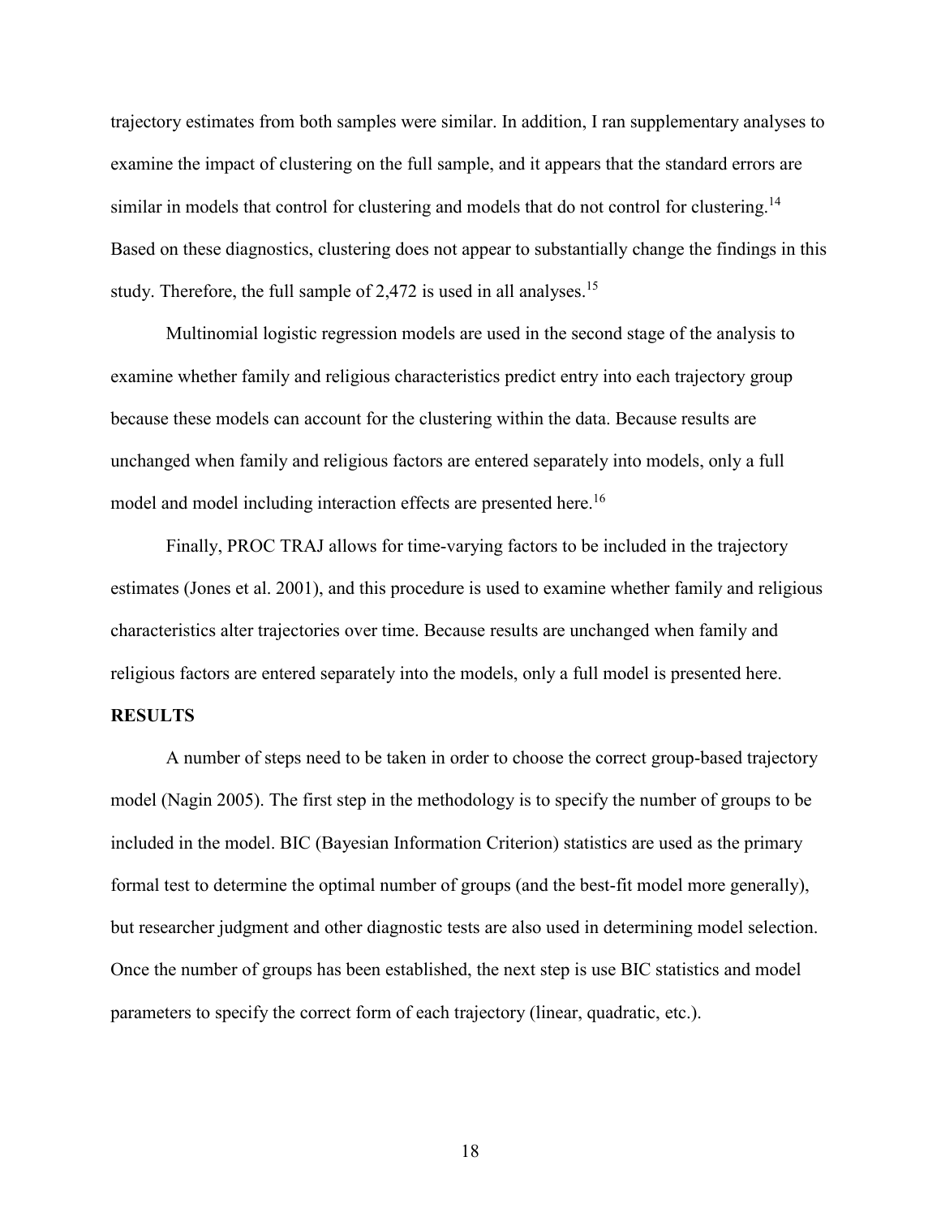trajectory estimates from both samples were similar. In addition, I ran supplementary analyses to examine the impact of clustering on the full sample, and it appears that the standard errors are similar in models that control for clustering and models that do not control for clustering.[14] Based on these diagnostics, clustering does not appear to substantially change the findings in this study. Therefore, the full sample of 2,472 is used in all analyses.[15]

Multinomial logistic regression models are used in the second stage of the analysis to examine whether family and religious characteristics predict entry into each trajectory group because these models can account for the clustering within the data. Because results are unchanged when family and religious factors are entered separately into models, only a full model and model including interaction effects are presented here.[16]

Finally, PROC TRAJ allows for time-varying factors to be included in the trajectory estimates (Jones et al. 2001), and this procedure is used to examine whether family and religious characteristics alter trajectories over time. Because results are unchanged when family and religious factors are entered separately into the models, only a full model is presented here.

## RESULTS

A number of steps need to be taken in order to choose the correct group-based trajectory model (Nagin 2005). The first step in the methodology is to specify the number of groups to be included in the model. BIC (Bayesian Information Criterion) statistics are used as the primary formal test to determine the optimal number of groups (and the best-fit model more generally), but researcher judgment and other diagnostic tests are also used in determining model selection. Once the number of groups has been established, the next step is use BIC statistics and model parameters to specify the correct form of each trajectory (linear, quadratic, etc.).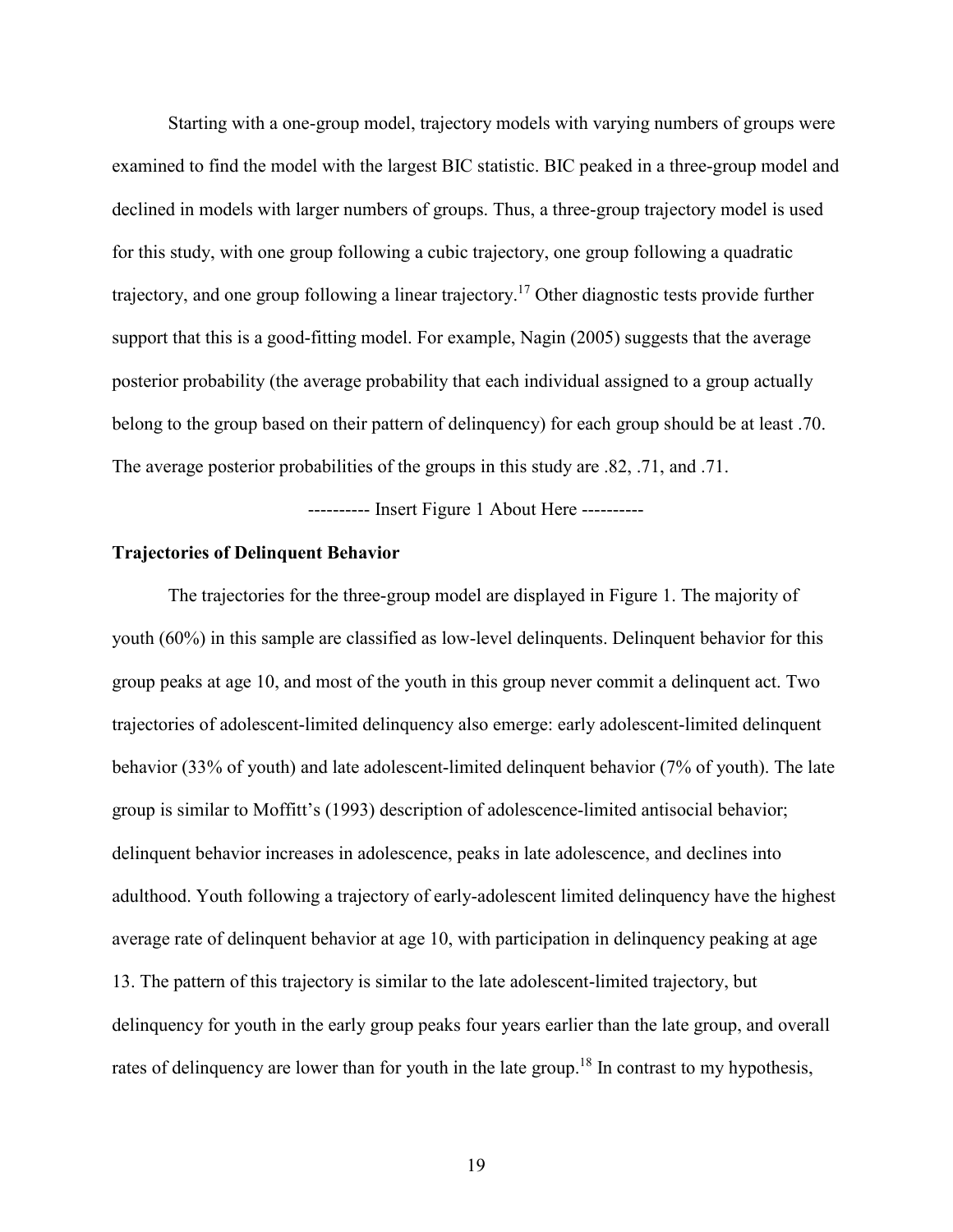Starting with a one-group model, trajectory models with varying numbers of groups were examined to find the model with the largest BIC statistic. BIC peaked in a three-group model and declined in models with larger numbers of groups. Thus, a three-group trajectory model is used for this study, with one group following a cubic trajectory, one group following a quadratic trajectory, and one group following a linear trajectory.[17] Other diagnostic tests provide further support that this is a good-fitting model. For example, Nagin (2005) suggests that the average posterior probability (the average probability that each individual assigned to a group actually belong to the group based on their pattern of delinquency) for each group should be at least .70. The average posterior probabilities of the groups in this study are .82, .71, and .71.

---------- Insert Figure 1 About Here ----------

**Trajectories of Delinquent Behavior**

The trajectories for the three-group model are displayed in Figure 1. The majority of youth (60%) in this sample are classified as low-level delinquents. Delinquent behavior for this group peaks at age 10, and most of the youth in this group never commit a delinquent act. Two trajectories of adolescent-limited delinquency also emerge: early adolescent-limited delinquent behavior (33% of youth) and late adolescent-limited delinquent behavior (7% of youth). The late group is similar to Moffitt's (1993) description of adolescence-limited antisocial behavior; delinquent behavior increases in adolescence, peaks in late adolescence, and declines into adulthood. Youth following a trajectory of early-adolescent limited delinquency have the highest average rate of delinquent behavior at age 10, with participation in delinquency peaking at age 13. The pattern of this trajectory is similar to the late adolescent-limited trajectory, but delinquency for youth in the early group peaks four years earlier than the late group, and overall rates of delinquency are lower than for youth in the late group.[18] In contrast to my hypothesis,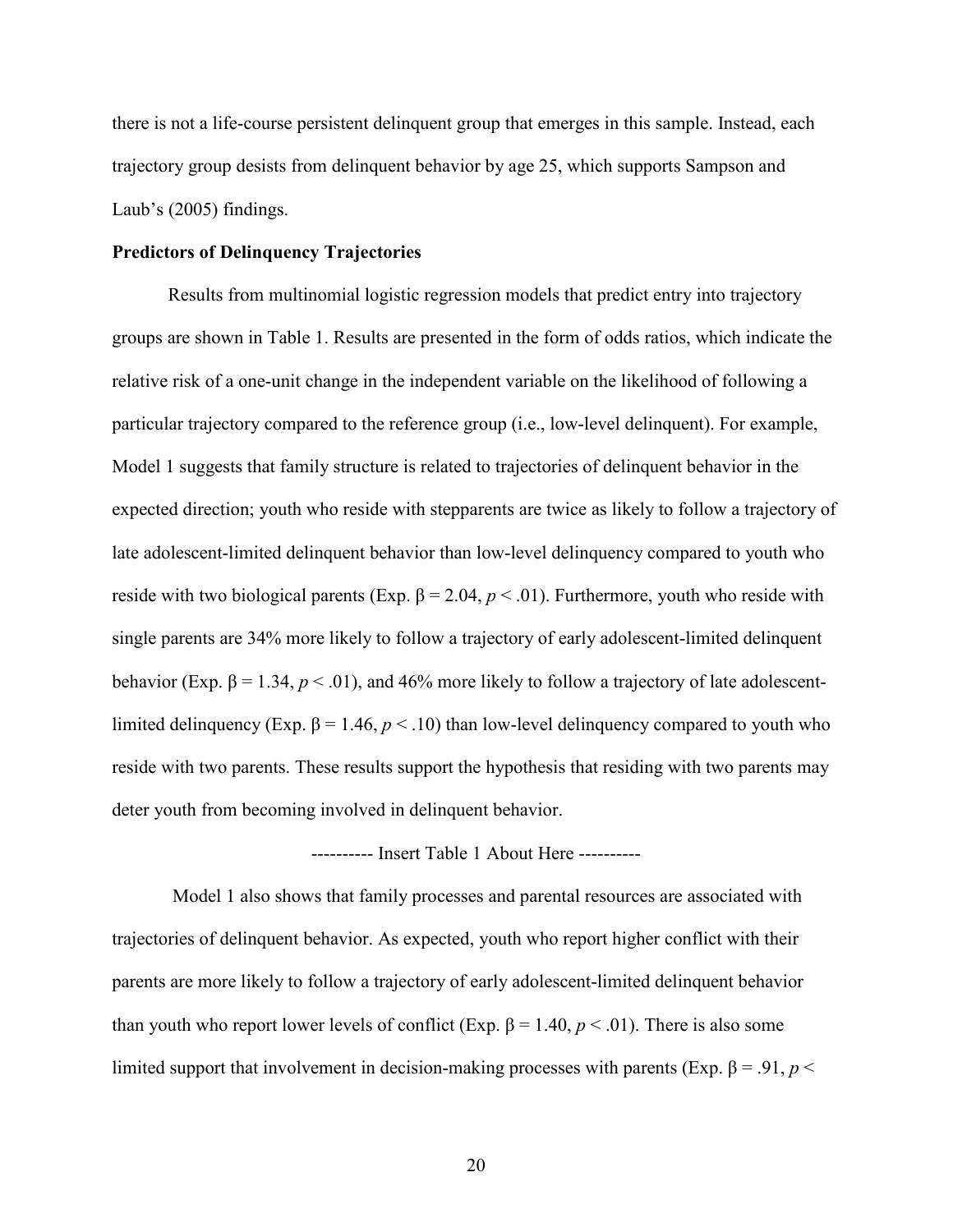there is not a life-course persistent delinquent group that emerges in this sample. Instead, each trajectory group desists from delinquent behavior by age 25, which supports Sampson and Laub's (2005) findings.

**Predictors of Delinquency Trajectories**

Results from multinomial logistic regression models that predict entry into trajectory groups are shown in Table 1. Results are presented in the form of odds ratios, which indicate the relative risk of a one-unit change in the independent variable on the likelihood of following a particular trajectory compared to the reference group (i.e., low-level delinquent). For example, Model 1 suggests that family structure is related to trajectories of delinquent behavior in the expected direction; youth who reside with stepparents are twice as likely to follow a trajectory of late adolescent-limited delinquent behavior than low-level delinquency compared to youth who reside with two biological parents (Exp. $\beta = 2.04$, $p < .01$). Furthermore, youth who reside with single parents are 34% more likely to follow a trajectory of early adolescent-limited delinquent behavior (Exp. $\beta = 1.34$, $p < .01$), and 46% more likely to follow a trajectory of late adolescent-limited delinquency (Exp. $\beta = 1.46$, $p < .10$) than low-level delinquency compared to youth who reside with two parents. These results support the hypothesis that residing with two parents may deter youth from becoming involved in delinquent behavior.

---------- Insert Table 1 About Here ----------

Model 1 also shows that family processes and parental resources are associated with trajectories of delinquent behavior. As expected, youth who report higher conflict with their parents are more likely to follow a trajectory of early adolescent-limited delinquent behavior than youth who report lower levels of conflict (Exp. $\beta = 1.40$, $p < .01$). There is also some limited support that involvement in decision-making processes with parents (Exp. $\beta = .91$, $p <$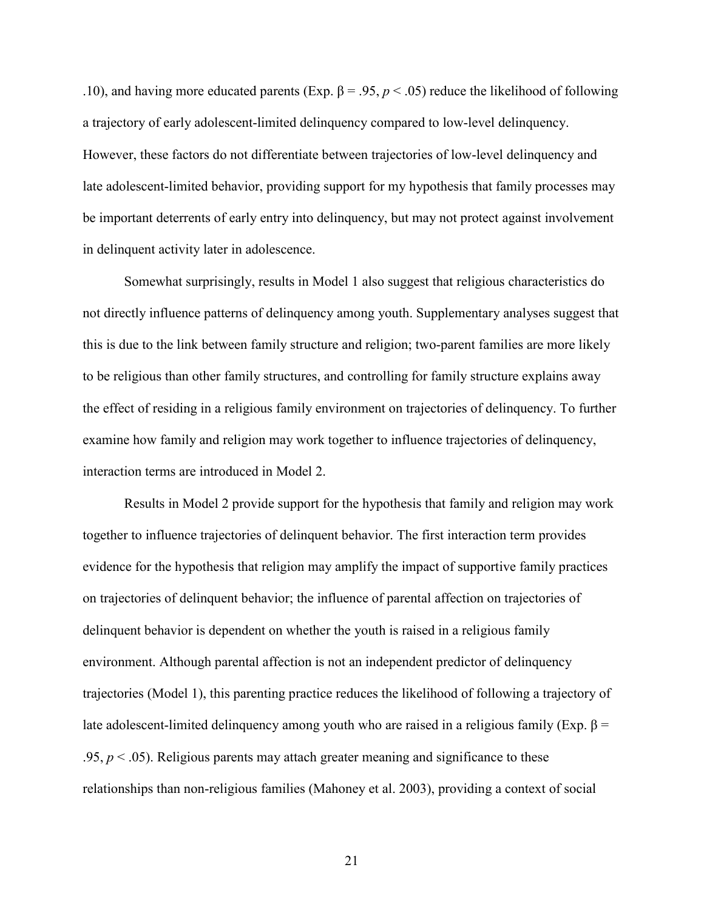.10), and having more educated parents (Exp. β = .95, $p < .05$) reduce the likelihood of following a trajectory of early adolescent-limited delinquency compared to low-level delinquency. However, these factors do not differentiate between trajectories of low-level delinquency and late adolescent-limited behavior, providing support for my hypothesis that family processes may be important deterrents of early entry into delinquency, but may not protect against involvement in delinquent activity later in adolescence.

Somewhat surprisingly, results in Model 1 also suggest that religious characteristics do not directly influence patterns of delinquency among youth. Supplementary analyses suggest that this is due to the link between family structure and religion; two-parent families are more likely to be religious than other family structures, and controlling for family structure explains away the effect of residing in a religious family environment on trajectories of delinquency. To further examine how family and religion may work together to influence trajectories of delinquency, interaction terms are introduced in Model 2.

Results in Model 2 provide support for the hypothesis that family and religion may work together to influence trajectories of delinquent behavior. The first interaction term provides evidence for the hypothesis that religion may amplify the impact of supportive family practices on trajectories of delinquent behavior; the influence of parental affection on trajectories of delinquent behavior is dependent on whether the youth is raised in a religious family environment. Although parental affection is not an independent predictor of delinquency trajectories (Model 1), this parenting practice reduces the likelihood of following a trajectory of late adolescent-limited delinquency among youth who are raised in a religious family (Exp. β = .95, $p < .05$). Religious parents may attach greater meaning and significance to these relationships than non-religious families (Mahoney et al. 2003), providing a context of social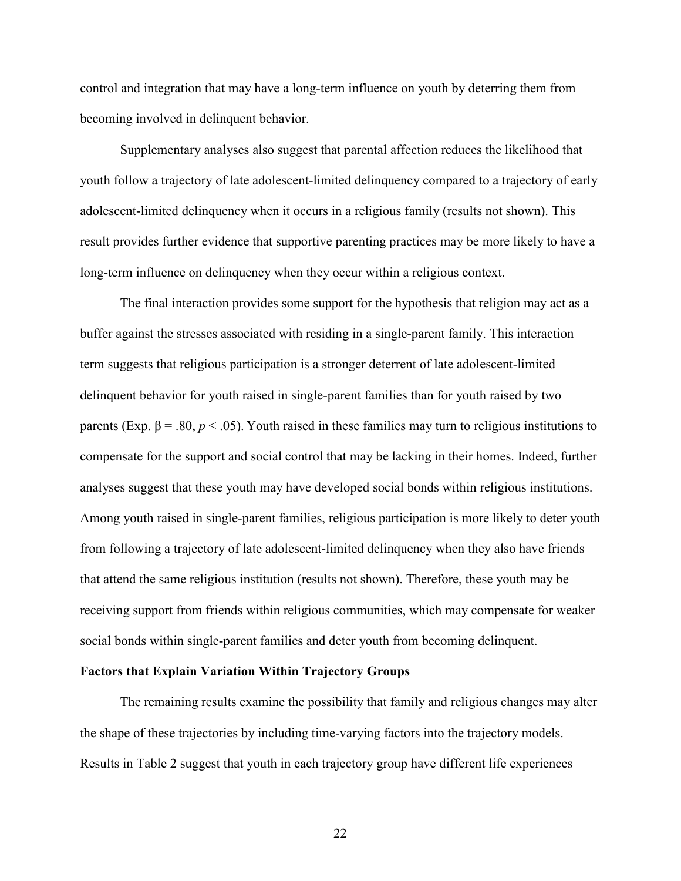control and integration that may have a long-term influence on youth by deterring them from becoming involved in delinquent behavior.

Supplementary analyses also suggest that parental affection reduces the likelihood that youth follow a trajectory of late adolescent-limited delinquency compared to a trajectory of early adolescent-limited delinquency when it occurs in a religious family (results not shown). This result provides further evidence that supportive parenting practices may be more likely to have a long-term influence on delinquency when they occur within a religious context.

The final interaction provides some support for the hypothesis that religion may act as a buffer against the stresses associated with residing in a single-parent family. This interaction term suggests that religious participation is a stronger deterrent of late adolescent-limited delinquent behavior for youth raised in single-parent families than for youth raised by two parents (Exp. $\beta = .80$, $p < .05$). Youth raised in these families may turn to religious institutions to compensate for the support and social control that may be lacking in their homes. Indeed, further analyses suggest that these youth may have developed social bonds within religious institutions. Among youth raised in single-parent families, religious participation is more likely to deter youth from following a trajectory of late adolescent-limited delinquency when they also have friends that attend the same religious institution (results not shown). Therefore, these youth may be receiving support from friends within religious communities, which may compensate for weaker social bonds within single-parent families and deter youth from becoming delinquent.

**Factors that Explain Variation Within Trajectory Groups**

The remaining results examine the possibility that family and religious changes may alter the shape of these trajectories by including time-varying factors into the trajectory models. Results in Table 2 suggest that youth in each trajectory group have different life experiences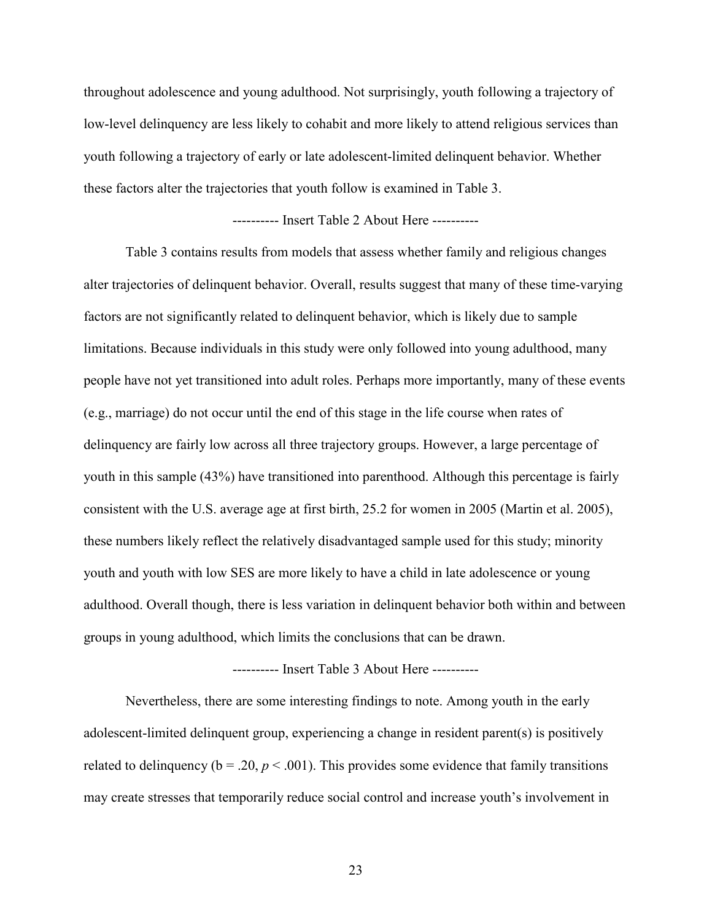throughout adolescence and young adulthood. Not surprisingly, youth following a trajectory of low-level delinquency are less likely to cohabit and more likely to attend religious services than youth following a trajectory of early or late adolescent-limited delinquent behavior. Whether these factors alter the trajectories that youth follow is examined in Table 3.

---------- Insert Table 2 About Here ----------

Table 3 contains results from models that assess whether family and religious changes alter trajectories of delinquent behavior. Overall, results suggest that many of these time-varying factors are not significantly related to delinquent behavior, which is likely due to sample limitations. Because individuals in this study were only followed into young adulthood, many people have not yet transitioned into adult roles. Perhaps more importantly, many of these events (e.g., marriage) do not occur until the end of this stage in the life course when rates of delinquency are fairly low across all three trajectory groups. However, a large percentage of youth in this sample (43%) have transitioned into parenthood. Although this percentage is fairly consistent with the U.S. average age at first birth, 25.2 for women in 2005 (Martin et al. 2005), these numbers likely reflect the relatively disadvantaged sample used for this study; minority youth and youth with low SES are more likely to have a child in late adolescence or young adulthood. Overall though, there is less variation in delinquent behavior both within and between groups in young adulthood, which limits the conclusions that can be drawn.

---------- Insert Table 3 About Here ----------

Nevertheless, there are some interesting findings to note. Among youth in the early adolescent-limited delinquent group, experiencing a change in resident parent(s) is positively related to delinquency (b = .20, $p < .001$). This provides some evidence that family transitions may create stresses that temporarily reduce social control and increase youth's involvement in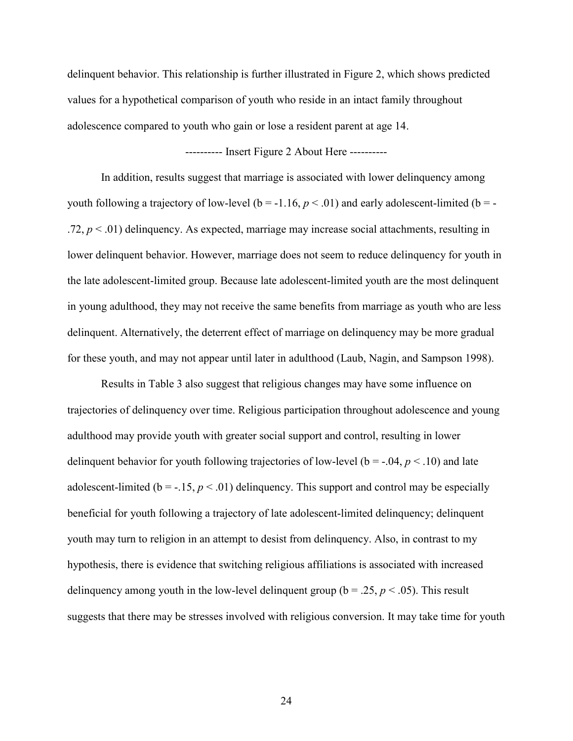delinquent behavior. This relationship is further illustrated in Figure 2, which shows predicted values for a hypothetical comparison of youth who reside in an intact family throughout adolescence compared to youth who gain or lose a resident parent at age 14.

---------- Insert Figure 2 About Here ----------

In addition, results suggest that marriage is associated with lower delinquency among youth following a trajectory of low-level (b = -1.16, $p < .01$) and early adolescent-limited (b = -.72, $p < .01$) delinquency. As expected, marriage may increase social attachments, resulting in lower delinquent behavior. However, marriage does not seem to reduce delinquency for youth in the late adolescent-limited group. Because late adolescent-limited youth are the most delinquent in young adulthood, they may not receive the same benefits from marriage as youth who are less delinquent. Alternatively, the deterrent effect of marriage on delinquency may be more gradual for these youth, and may not appear until later in adulthood (Laub, Nagin, and Sampson 1998).

Results in Table 3 also suggest that religious changes may have some influence on trajectories of delinquency over time. Religious participation throughout adolescence and young adulthood may provide youth with greater social support and control, resulting in lower delinquent behavior for youth following trajectories of low-level (b = -.04, $p < .10$) and late adolescent-limited (b = -.15, $p < .01$) delinquency. This support and control may be especially beneficial for youth following a trajectory of late adolescent-limited delinquency; delinquent youth may turn to religion in an attempt to desist from delinquency. Also, in contrast to my hypothesis, there is evidence that switching religious affiliations is associated with increased delinquency among youth in the low-level delinquent group (b = .25, $p < .05$). This result suggests that there may be stresses involved with religious conversion. It may take time for youth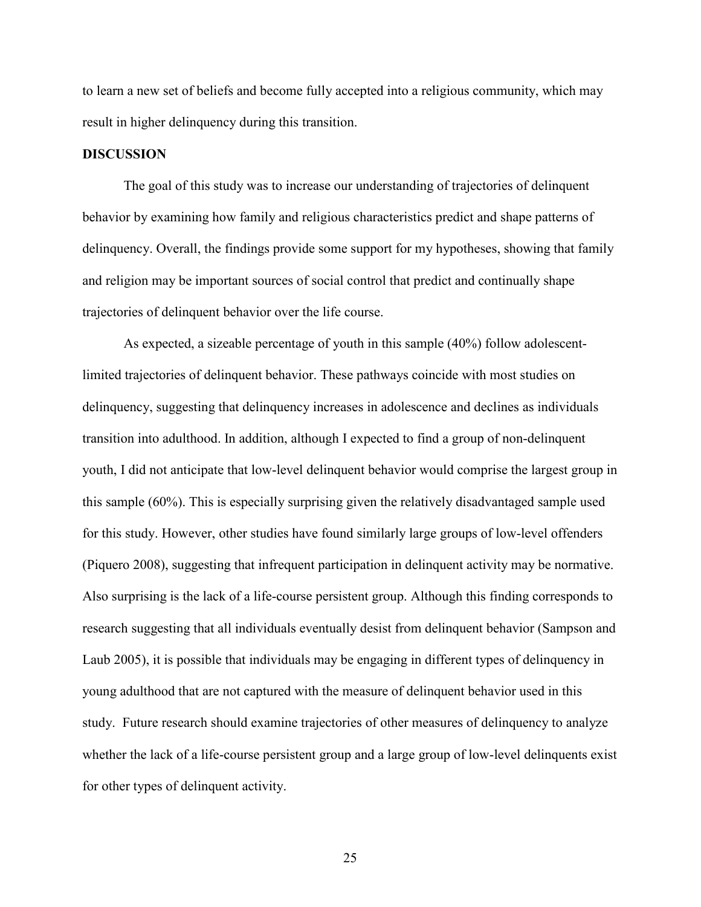to learn a new set of beliefs and become fully accepted into a religious community, which may result in higher delinquency during this transition.

## DISCUSSION

The goal of this study was to increase our understanding of trajectories of delinquent behavior by examining how family and religious characteristics predict and shape patterns of delinquency. Overall, the findings provide some support for my hypotheses, showing that family and religion may be important sources of social control that predict and continually shape trajectories of delinquent behavior over the life course.

As expected, a sizeable percentage of youth in this sample (40%) follow adolescent-limited trajectories of delinquent behavior. These pathways coincide with most studies on delinquency, suggesting that delinquency increases in adolescence and declines as individuals transition into adulthood. In addition, although I expected to find a group of non-delinquent youth, I did not anticipate that low-level delinquent behavior would comprise the largest group in this sample (60%). This is especially surprising given the relatively disadvantaged sample used for this study. However, other studies have found similarly large groups of low-level offenders (Piquero 2008), suggesting that infrequent participation in delinquent activity may be normative. Also surprising is the lack of a life-course persistent group. Although this finding corresponds to research suggesting that all individuals eventually desist from delinquent behavior (Sampson and Laub 2005), it is possible that individuals may be engaging in different types of delinquency in young adulthood that are not captured with the measure of delinquent behavior used in this study. Future research should examine trajectories of other measures of delinquency to analyze whether the lack of a life-course persistent group and a large group of low-level delinquents exist for other types of delinquent activity.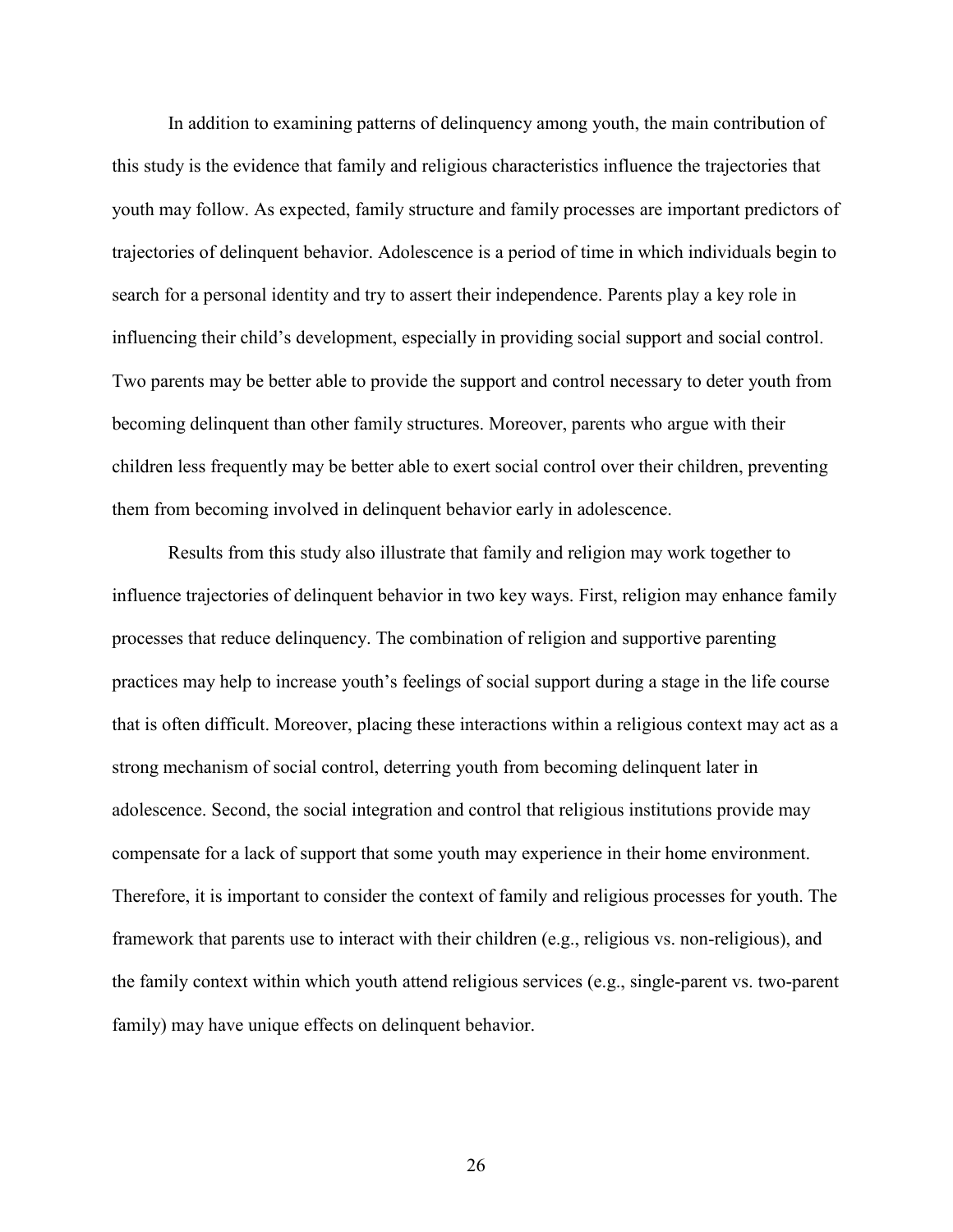In addition to examining patterns of delinquency among youth, the main contribution of this study is the evidence that family and religious characteristics influence the trajectories that youth may follow. As expected, family structure and family processes are important predictors of trajectories of delinquent behavior. Adolescence is a period of time in which individuals begin to search for a personal identity and try to assert their independence. Parents play a key role in influencing their child's development, especially in providing social support and social control. Two parents may be better able to provide the support and control necessary to deter youth from becoming delinquent than other family structures. Moreover, parents who argue with their children less frequently may be better able to exert social control over their children, preventing them from becoming involved in delinquent behavior early in adolescence.

Results from this study also illustrate that family and religion may work together to influence trajectories of delinquent behavior in two key ways. First, religion may enhance family processes that reduce delinquency. The combination of religion and supportive parenting practices may help to increase youth's feelings of social support during a stage in the life course that is often difficult. Moreover, placing these interactions within a religious context may act as a strong mechanism of social control, deterring youth from becoming delinquent later in adolescence. Second, the social integration and control that religious institutions provide may compensate for a lack of support that some youth may experience in their home environment. Therefore, it is important to consider the context of family and religious processes for youth. The framework that parents use to interact with their children (e.g., religious vs. non-religious), and the family context within which youth attend religious services (e.g., single-parent vs. two-parent family) may have unique effects on delinquent behavior.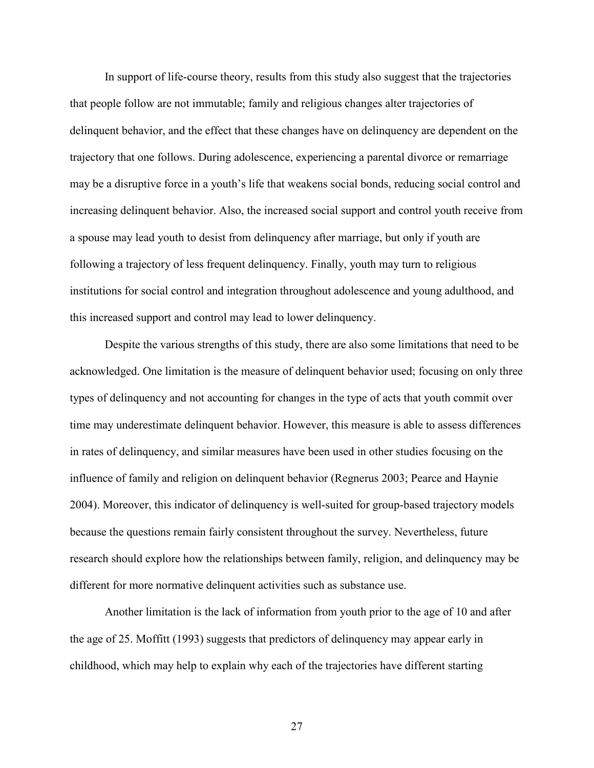In support of life-course theory, results from this study also suggest that the trajectories that people follow are not immutable; family and religious changes alter trajectories of delinquent behavior, and the effect that these changes have on delinquency are dependent on the trajectory that one follows. During adolescence, experiencing a parental divorce or remarriage may be a disruptive force in a youth's life that weakens social bonds, reducing social control and increasing delinquent behavior. Also, the increased social support and control youth receive from a spouse may lead youth to desist from delinquency after marriage, but only if youth are following a trajectory of less frequent delinquency. Finally, youth may turn to religious institutions for social control and integration throughout adolescence and young adulthood, and this increased support and control may lead to lower delinquency.

Despite the various strengths of this study, there are also some limitations that need to be acknowledged. One limitation is the measure of delinquent behavior used; focusing on only three types of delinquency and not accounting for changes in the type of acts that youth commit over time may underestimate delinquent behavior. However, this measure is able to assess differences in rates of delinquency, and similar measures have been used in other studies focusing on the influence of family and religion on delinquent behavior (Regnerus 2003; Pearce and Haynie 2004). Moreover, this indicator of delinquency is well-suited for group-based trajectory models because the questions remain fairly consistent throughout the survey. Nevertheless, future research should explore how the relationships between family, religion, and delinquency may be different for more normative delinquent activities such as substance use.

Another limitation is the lack of information from youth prior to the age of 10 and after the age of 25. Moffitt (1993) suggests that predictors of delinquency may appear early in childhood, which may help to explain why each of the trajectories have different starting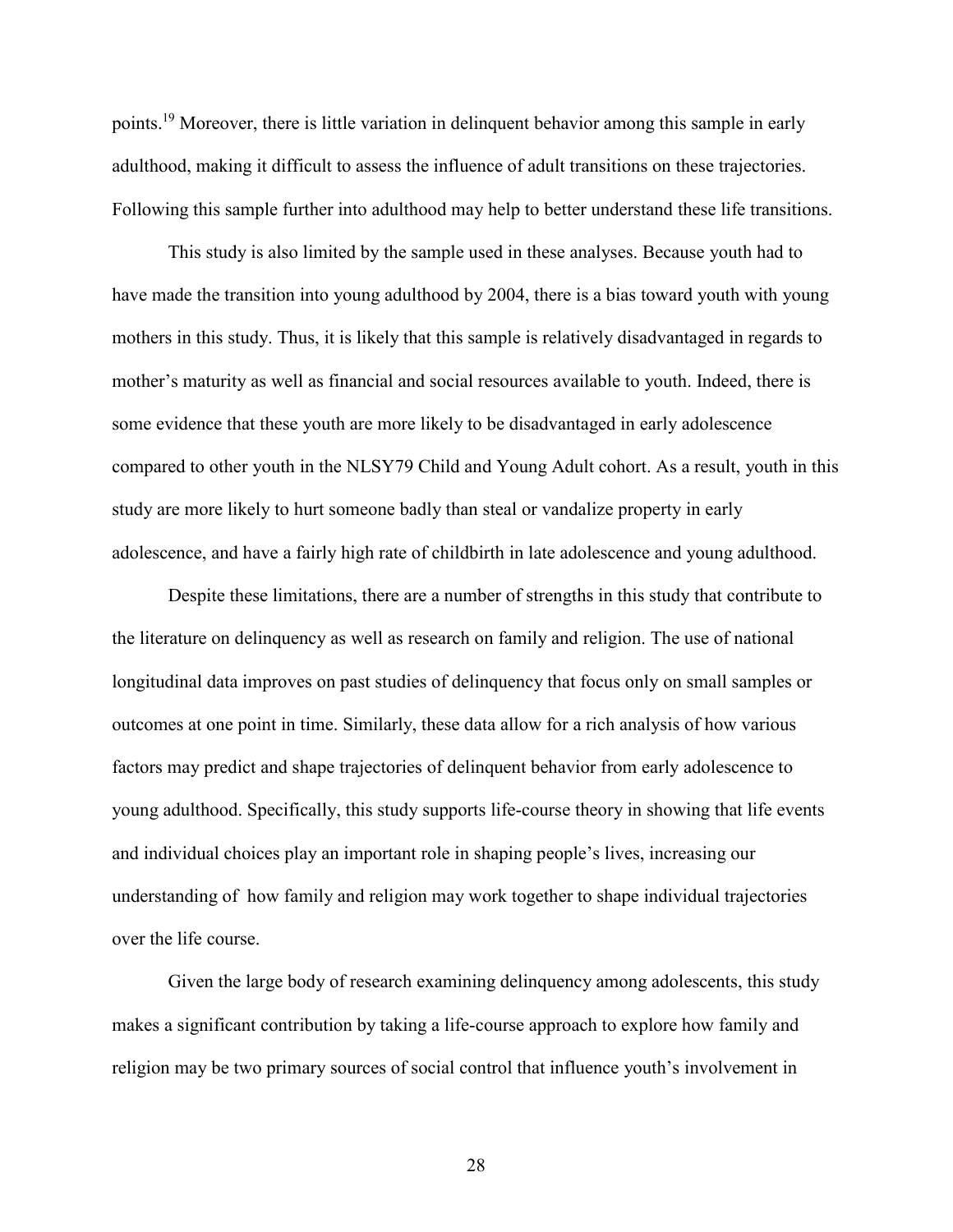points.[19] Moreover, there is little variation in delinquent behavior among this sample in early adulthood, making it difficult to assess the influence of adult transitions on these trajectories. Following this sample further into adulthood may help to better understand these life transitions.

This study is also limited by the sample used in these analyses. Because youth had to have made the transition into young adulthood by 2004, there is a bias toward youth with young mothers in this study. Thus, it is likely that this sample is relatively disadvantaged in regards to mother's maturity as well as financial and social resources available to youth. Indeed, there is some evidence that these youth are more likely to be disadvantaged in early adolescence compared to other youth in the NLSY79 Child and Young Adult cohort. As a result, youth in this study are more likely to hurt someone badly than steal or vandalize property in early adolescence, and have a fairly high rate of childbirth in late adolescence and young adulthood.

Despite these limitations, there are a number of strengths in this study that contribute to the literature on delinquency as well as research on family and religion. The use of national longitudinal data improves on past studies of delinquency that focus only on small samples or outcomes at one point in time. Similarly, these data allow for a rich analysis of how various factors may predict and shape trajectories of delinquent behavior from early adolescence to young adulthood. Specifically, this study supports life-course theory in showing that life events and individual choices play an important role in shaping people's lives, increasing our understanding of how family and religion may work together to shape individual trajectories over the life course.

Given the large body of research examining delinquency among adolescents, this study makes a significant contribution by taking a life-course approach to explore how family and religion may be two primary sources of social control that influence youth's involvement in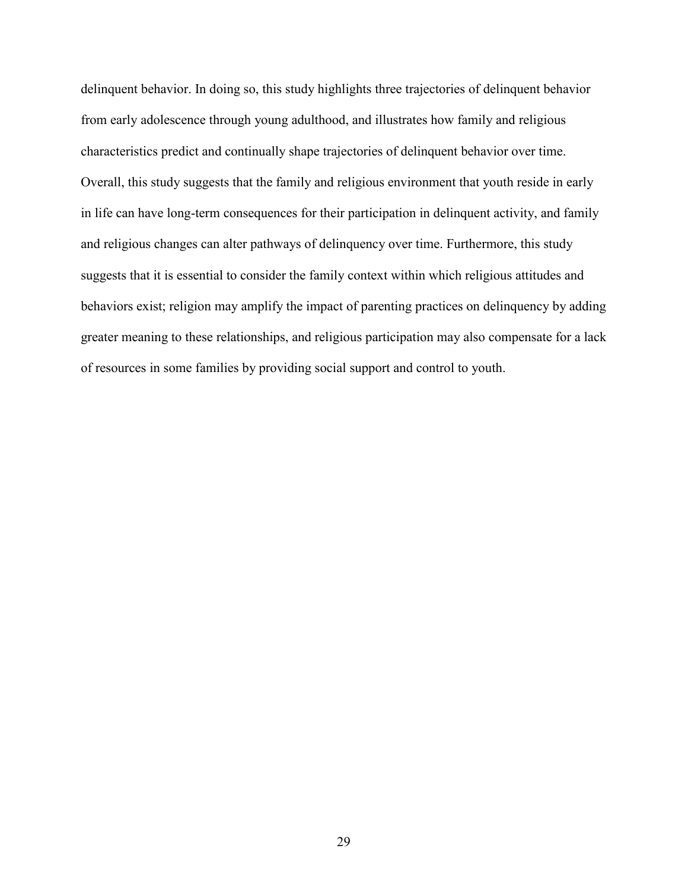delinquent behavior. In doing so, this study highlights three trajectories of delinquent behavior from early adolescence through young adulthood, and illustrates how family and religious characteristics predict and continually shape trajectories of delinquent behavior over time. Overall, this study suggests that the family and religious environment that youth reside in early in life can have long-term consequences for their participation in delinquent activity, and family and religious changes can alter pathways of delinquency over time. Furthermore, this study suggests that it is essential to consider the family context within which religious attitudes and behaviors exist; religion may amplify the impact of parenting practices on delinquency by adding greater meaning to these relationships, and religious participation may also compensate for a lack of resources in some families by providing social support and control to youth.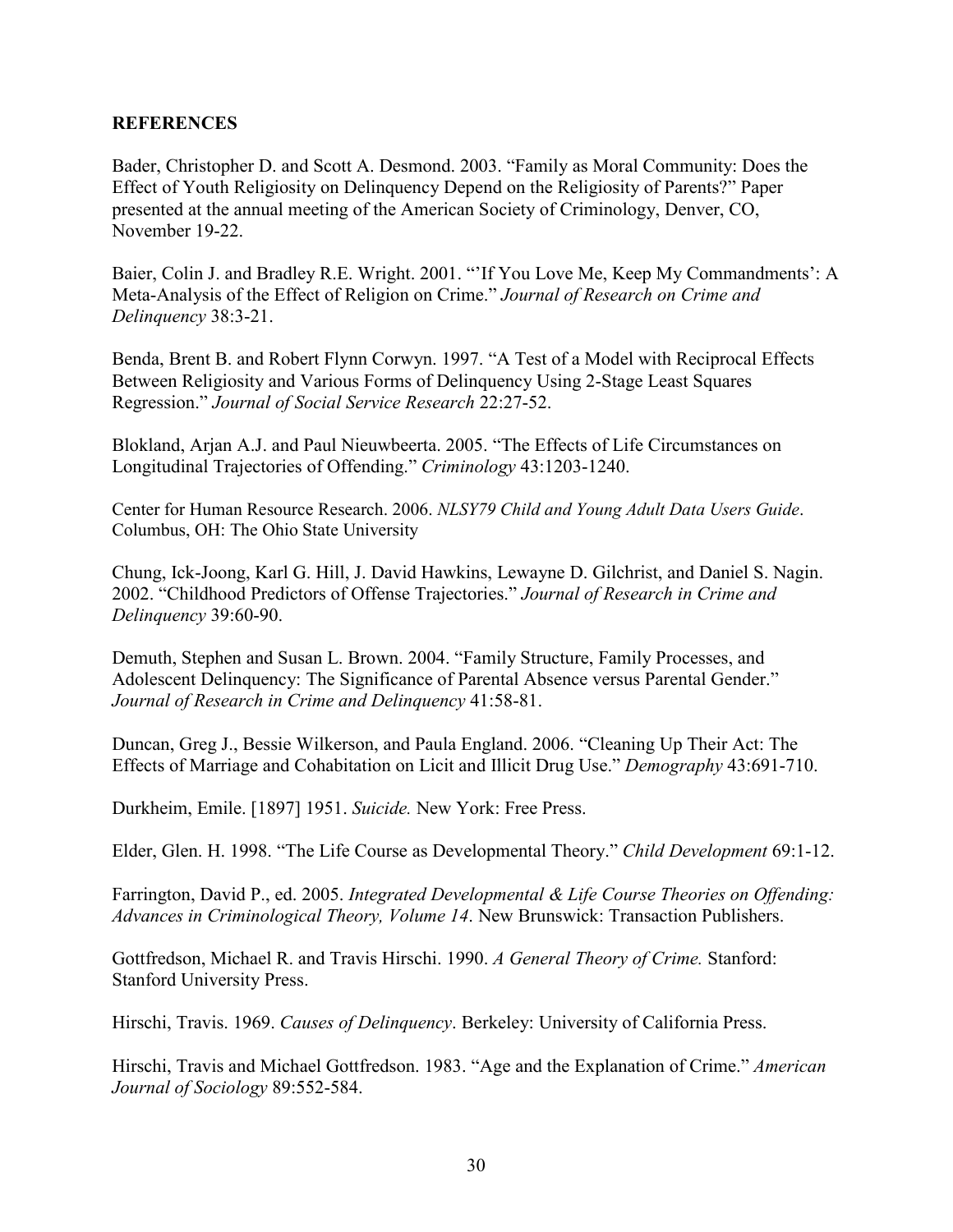## REFERENCES

Bader, Christopher D. and Scott A. Desmond. 2003. "Family as Moral Community: Does the Effect of Youth Religiosity on Delinquency Depend on the Religiosity of Parents?" Paper presented at the annual meeting of the American Society of Criminology, Denver, CO, November 19-22.

Baier, Colin J. and Bradley R.E. Wright. 2001. "'If You Love Me, Keep My Commandments': A Meta-Analysis of the Effect of Religion on Crime." *Journal of Research on Crime and Delinquency* 38:3-21.

Benda, Brent B. and Robert Flynn Corwyn. 1997. "A Test of a Model with Reciprocal Effects Between Religiosity and Various Forms of Delinquency Using 2-Stage Least Squares Regression." *Journal of Social Service Research* 22:27-52.

Blokland, Arjan A.J. and Paul Nieuwbeerta. 2005. "The Effects of Life Circumstances on Longitudinal Trajectories of Offending." *Criminology* 43:1203-1240.

Center for Human Resource Research. 2006. *NLSY79 Child and Young Adult Data Users Guide*. Columbus, OH: The Ohio State University

Chung, Ick-Joong, Karl G. Hill, J. David Hawkins, Lewayne D. Gilchrist, and Daniel S. Nagin. 2002. "Childhood Predictors of Offense Trajectories." *Journal of Research in Crime and Delinquency* 39:60-90.

Demuth, Stephen and Susan L. Brown. 2004. "Family Structure, Family Processes, and Adolescent Delinquency: The Significance of Parental Absence versus Parental Gender." *Journal of Research in Crime and Delinquency* 41:58-81.

Duncan, Greg J., Bessie Wilkerson, and Paula England. 2006. "Cleaning Up Their Act: The Effects of Marriage and Cohabitation on Licit and Illicit Drug Use." *Demography* 43:691-710.

Durkheim, Emile. [1897] 1951. *Suicide.* New York: Free Press.

Elder, Glen. H. 1998. "The Life Course as Developmental Theory." *Child Development* 69:1-12.

Farrington, David P., ed. 2005. *Integrated Developmental & Life Course Theories on Offending: Advances in Criminological Theory, Volume 14*. New Brunswick: Transaction Publishers.

Gottfredson, Michael R. and Travis Hirschi. 1990. *A General Theory of Crime.* Stanford: Stanford University Press.

Hirschi, Travis. 1969. *Causes of Delinquency*. Berkeley: University of California Press.

Hirschi, Travis and Michael Gottfredson. 1983. "Age and the Explanation of Crime." *American Journal of Sociology* 89:552-584.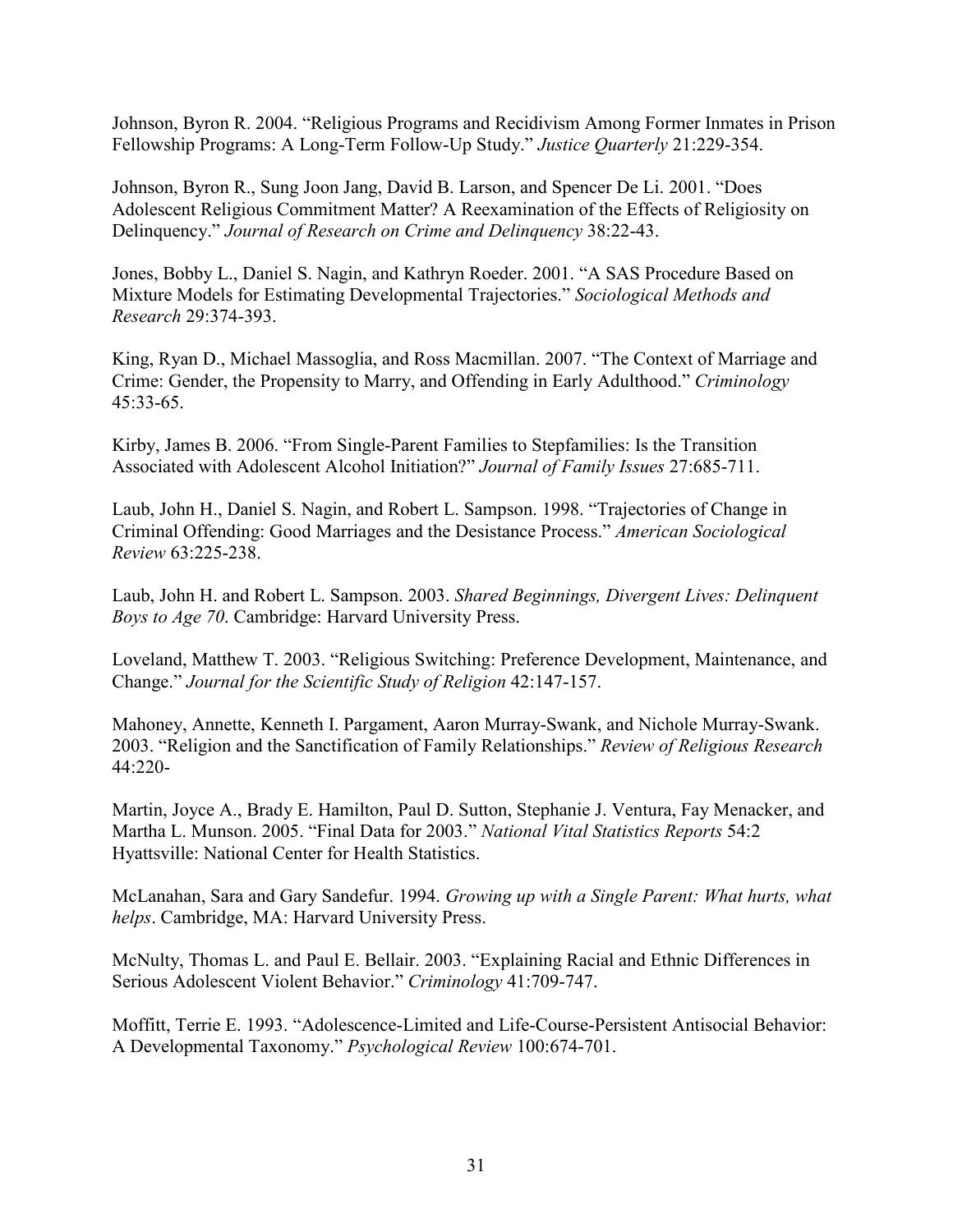Johnson, Byron R. 2004. "Religious Programs and Recidivism Among Former Inmates in Prison Fellowship Programs: A Long-Term Follow-Up Study." *Justice Quarterly* 21:229-354.

Johnson, Byron R., Sung Joon Jang, David B. Larson, and Spencer De Li. 2001. "Does Adolescent Religious Commitment Matter? A Reexamination of the Effects of Religiosity on Delinquency." *Journal of Research on Crime and Delinquency* 38:22-43.

Jones, Bobby L., Daniel S. Nagin, and Kathryn Roeder. 2001. "A SAS Procedure Based on Mixture Models for Estimating Developmental Trajectories." *Sociological Methods and Research* 29:374-393.

King, Ryan D., Michael Massoglia, and Ross Macmillan. 2007. "The Context of Marriage and Crime: Gender, the Propensity to Marry, and Offending in Early Adulthood." *Criminology* 45:33-65.

Kirby, James B. 2006. "From Single-Parent Families to Stepfamilies: Is the Transition Associated with Adolescent Alcohol Initiation?" *Journal of Family Issues* 27:685-711.

Laub, John H., Daniel S. Nagin, and Robert L. Sampson. 1998. "Trajectories of Change in Criminal Offending: Good Marriages and the Desistance Process." *American Sociological Review* 63:225-238.

Laub, John H. and Robert L. Sampson. 2003. *Shared Beginnings, Divergent Lives: Delinquent Boys to Age 70*. Cambridge: Harvard University Press.

Loveland, Matthew T. 2003. "Religious Switching: Preference Development, Maintenance, and Change." *Journal for the Scientific Study of Religion* 42:147-157.

Mahoney, Annette, Kenneth I. Pargament, Aaron Murray-Swank, and Nichole Murray-Swank. 2003. "Religion and the Sanctification of Family Relationships." *Review of Religious Research* 44:220-

Martin, Joyce A., Brady E. Hamilton, Paul D. Sutton, Stephanie J. Ventura, Fay Menacker, and Martha L. Munson. 2005. "Final Data for 2003." *National Vital Statistics Reports* 54:2 Hyattsville: National Center for Health Statistics.

McLanahan, Sara and Gary Sandefur. 1994. *Growing up with a Single Parent: What hurts, what helps*. Cambridge, MA: Harvard University Press.

McNulty, Thomas L. and Paul E. Bellair. 2003. "Explaining Racial and Ethnic Differences in Serious Adolescent Violent Behavior." *Criminology* 41:709-747.

Moffitt, Terrie E. 1993. "Adolescence-Limited and Life-Course-Persistent Antisocial Behavior: A Developmental Taxonomy." *Psychological Review* 100:674-701.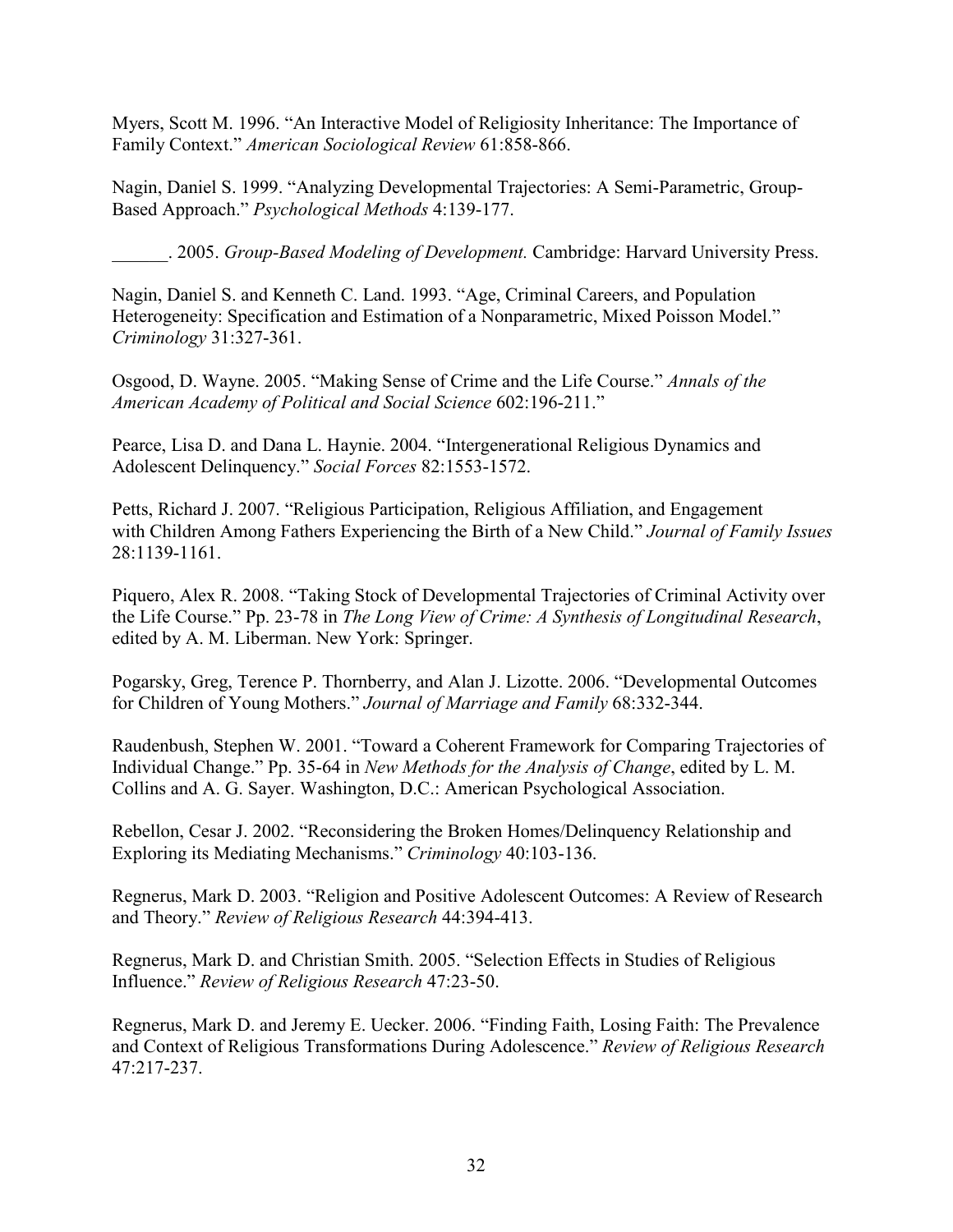Myers, Scott M. 1996. "An Interactive Model of Religiosity Inheritance: The Importance of Family Context." *American Sociological Review* 61:858-866.

Nagin, Daniel S. 1999. "Analyzing Developmental Trajectories: A Semi-Parametric, Group-Based Approach." *Psychological Methods* 4:139-177.

______. 2005. *Group-Based Modeling of Development.* Cambridge: Harvard University Press.

Nagin, Daniel S. and Kenneth C. Land. 1993. "Age, Criminal Careers, and Population Heterogeneity: Specification and Estimation of a Nonparametric, Mixed Poisson Model." *Criminology* 31:327-361.

Osgood, D. Wayne. 2005. "Making Sense of Crime and the Life Course." *Annals of the American Academy of Political and Social Science* 602:196-211."

Pearce, Lisa D. and Dana L. Haynie. 2004. "Intergenerational Religious Dynamics and Adolescent Delinquency." *Social Forces* 82:1553-1572.

Petts, Richard J. 2007. "Religious Participation, Religious Affiliation, and Engagement with Children Among Fathers Experiencing the Birth of a New Child." *Journal of Family Issues* 28:1139-1161.

Piquero, Alex R. 2008. "Taking Stock of Developmental Trajectories of Criminal Activity over the Life Course." Pp. 23-78 in *The Long View of Crime: A Synthesis of Longitudinal Research*, edited by A. M. Liberman. New York: Springer.

Pogarsky, Greg, Terence P. Thornberry, and Alan J. Lizotte. 2006. "Developmental Outcomes for Children of Young Mothers." *Journal of Marriage and Family* 68:332-344.

Raudenbush, Stephen W. 2001. "Toward a Coherent Framework for Comparing Trajectories of Individual Change." Pp. 35-64 in *New Methods for the Analysis of Change*, edited by L. M. Collins and A. G. Sayer. Washington, D.C.: American Psychological Association.

Rebellon, Cesar J. 2002. "Reconsidering the Broken Homes/Delinquency Relationship and Exploring its Mediating Mechanisms." *Criminology* 40:103-136.

Regnerus, Mark D. 2003. "Religion and Positive Adolescent Outcomes: A Review of Research and Theory." *Review of Religious Research* 44:394-413.

Regnerus, Mark D. and Christian Smith. 2005. "Selection Effects in Studies of Religious Influence." *Review of Religious Research* 47:23-50.

Regnerus, Mark D. and Jeremy E. Uecker. 2006. "Finding Faith, Losing Faith: The Prevalence and Context of Religious Transformations During Adolescence." *Review of Religious Research* 47:217-237.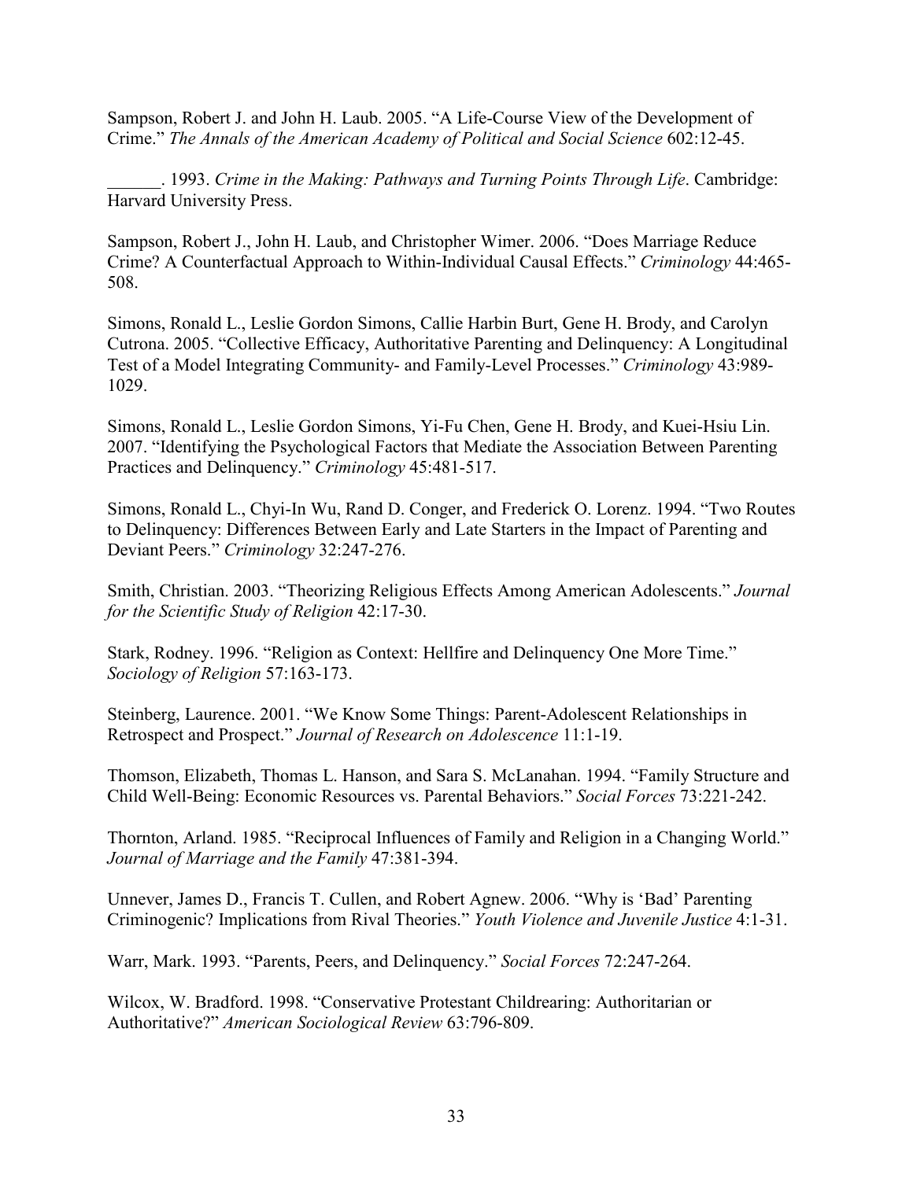Sampson, Robert J. and John H. Laub. 2005. “A Life-Course View of the Development of Crime.” *The Annals of the American Academy of Political and Social Science* 602:12-45.

______. 1993. *Crime in the Making: Pathways and Turning Points Through Life*. Cambridge: Harvard University Press.

Sampson, Robert J., John H. Laub, and Christopher Wimer. 2006. “Does Marriage Reduce Crime? A Counterfactual Approach to Within-Individual Causal Effects.” *Criminology* 44:465-508.

Simons, Ronald L., Leslie Gordon Simons, Callie Harbin Burt, Gene H. Brody, and Carolyn Cutrona. 2005. “Collective Efficacy, Authoritative Parenting and Delinquency: A Longitudinal Test of a Model Integrating Community- and Family-Level Processes.” *Criminology* 43:989-1029.

Simons, Ronald L., Leslie Gordon Simons, Yi-Fu Chen, Gene H. Brody, and Kuei-Hsiu Lin. 2007. “Identifying the Psychological Factors that Mediate the Association Between Parenting Practices and Delinquency.” *Criminology* 45:481-517.

Simons, Ronald L., Chyi-In Wu, Rand D. Conger, and Frederick O. Lorenz. 1994. “Two Routes to Delinquency: Differences Between Early and Late Starters in the Impact of Parenting and Deviant Peers.” *Criminology* 32:247-276.

Smith, Christian. 2003. “Theorizing Religious Effects Among American Adolescents.” *Journal for the Scientific Study of Religion* 42:17-30.

Stark, Rodney. 1996. “Religion as Context: Hellfire and Delinquency One More Time.” *Sociology of Religion* 57:163-173.

Steinberg, Laurence. 2001. “We Know Some Things: Parent-Adolescent Relationships in Retrospect and Prospect.” *Journal of Research on Adolescence* 11:1-19.

Thomson, Elizabeth, Thomas L. Hanson, and Sara S. McLanahan. 1994. “Family Structure and Child Well-Being: Economic Resources vs. Parental Behaviors.” *Social Forces* 73:221-242.

Thornton, Arland. 1985. “Reciprocal Influences of Family and Religion in a Changing World.” *Journal of Marriage and the Family* 47:381-394.

Unnever, James D., Francis T. Cullen, and Robert Agnew. 2006. “Why is ‘Bad’ Parenting Criminogenic? Implications from Rival Theories.” *Youth Violence and Juvenile Justice* 4:1-31.

Warr, Mark. 1993. “Parents, Peers, and Delinquency.” *Social Forces* 72:247-264.

Wilcox, W. Bradford. 1998. “Conservative Protestant Childrearing: Authoritarian or Authoritative?” *American Sociological Review* 63:796-809.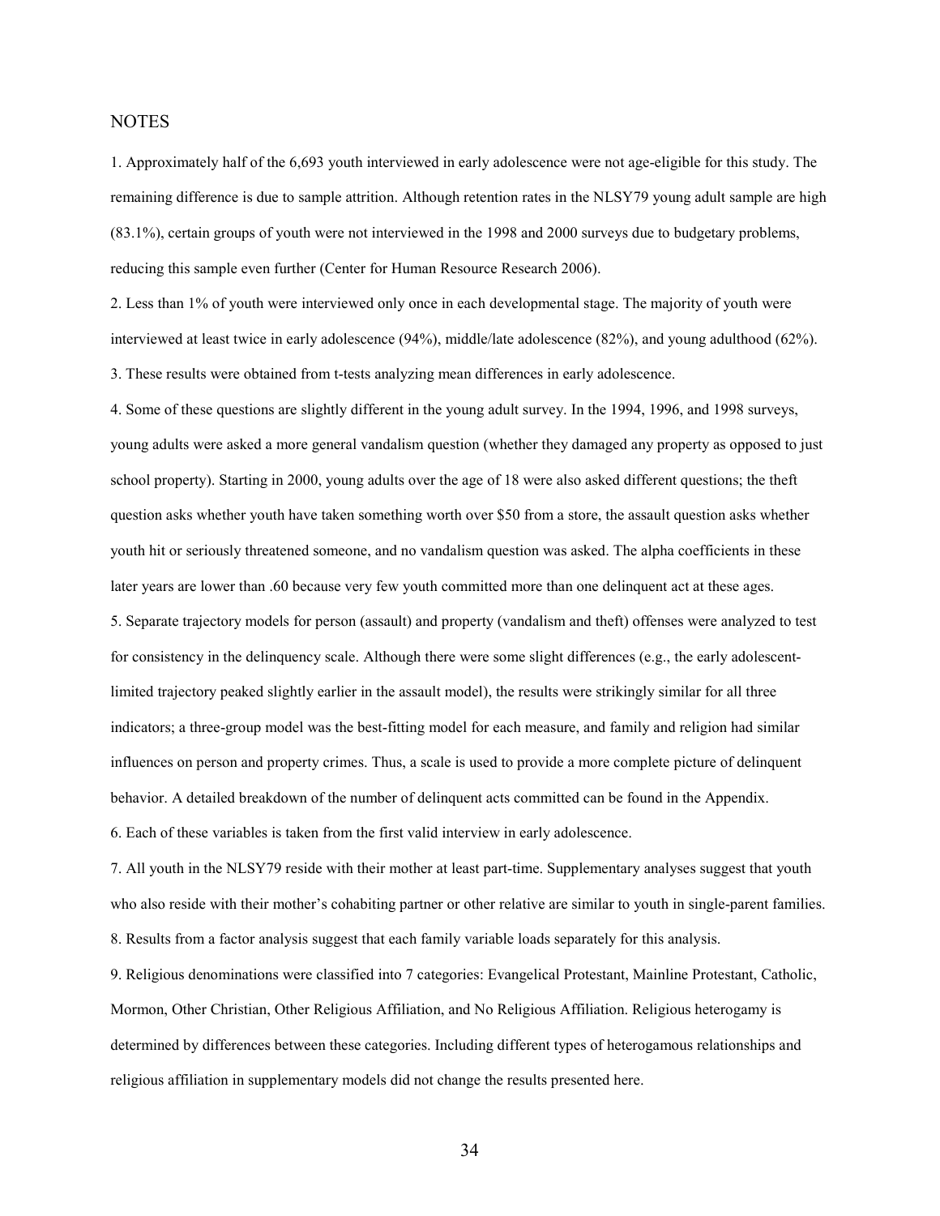## NOTES

1. Approximately half of the 6,693 youth interviewed in early adolescence were not age-eligible for this study. The remaining difference is due to sample attrition. Although retention rates in the NLSY79 young adult sample are high (83.1%), certain groups of youth were not interviewed in the 1998 and 2000 surveys due to budgetary problems, reducing this sample even further (Center for Human Resource Research 2006).

2. Less than 1% of youth were interviewed only once in each developmental stage. The majority of youth were interviewed at least twice in early adolescence (94%), middle/late adolescence (82%), and young adulthood (62%).

3. These results were obtained from t-tests analyzing mean differences in early adolescence.

4. Some of these questions are slightly different in the young adult survey. In the 1994, 1996, and 1998 surveys, young adults were asked a more general vandalism question (whether they damaged any property as opposed to just school property). Starting in 2000, young adults over the age of 18 were also asked different questions; the theft question asks whether youth have taken something worth over $50 from a store, the assault question asks whether youth hit or seriously threatened someone, and no vandalism question was asked. The alpha coefficients in these later years are lower than .60 because very few youth committed more than one delinquent act at these ages.

5. Separate trajectory models for person (assault) and property (vandalism and theft) offenses were analyzed to test for consistency in the delinquency scale. Although there were some slight differences (e.g., the early adolescent-limited trajectory peaked slightly earlier in the assault model), the results were strikingly similar for all three indicators; a three-group model was the best-fitting model for each measure, and family and religion had similar influences on person and property crimes. Thus, a scale is used to provide a more complete picture of delinquent behavior. A detailed breakdown of the number of delinquent acts committed can be found in the Appendix.

6. Each of these variables is taken from the first valid interview in early adolescence.

7. All youth in the NLSY79 reside with their mother at least part-time. Supplementary analyses suggest that youth who also reside with their mother's cohabiting partner or other relative are similar to youth in single-parent families.

8. Results from a factor analysis suggest that each family variable loads separately for this analysis.

9. Religious denominations were classified into 7 categories: Evangelical Protestant, Mainline Protestant, Catholic, Mormon, Other Christian, Other Religious Affiliation, and No Religious Affiliation. Religious heterogamy is determined by differences between these categories. Including different types of heterogamous relationships and religious affiliation in supplementary models did not change the results presented here.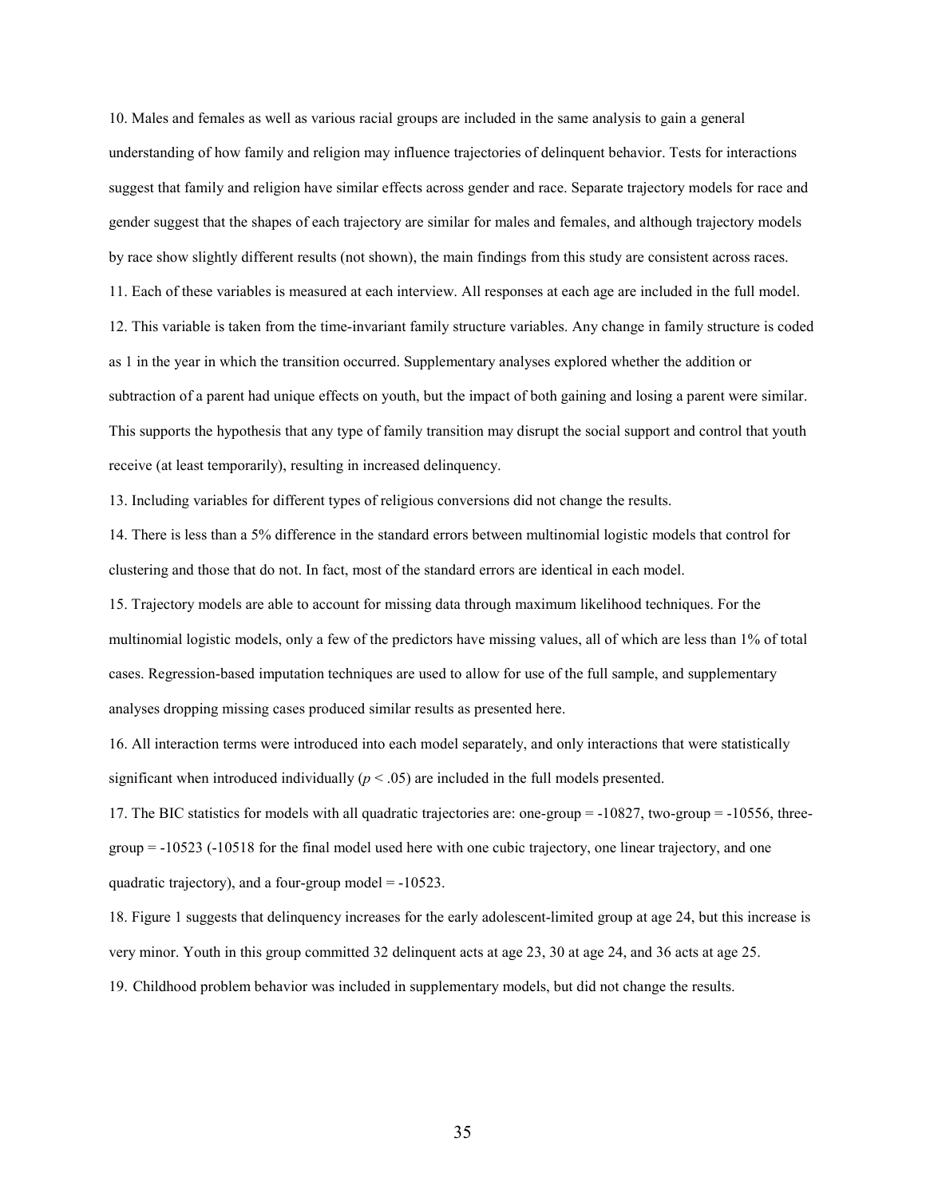10. Males and females as well as various racial groups are included in the same analysis to gain a general understanding of how family and religion may influence trajectories of delinquent behavior. Tests for interactions suggest that family and religion have similar effects across gender and race. Separate trajectory models for race and gender suggest that the shapes of each trajectory are similar for males and females, and although trajectory models by race show slightly different results (not shown), the main findings from this study are consistent across races.

11. Each of these variables is measured at each interview. All responses at each age are included in the full model.

12. This variable is taken from the time-invariant family structure variables. Any change in family structure is coded as 1 in the year in which the transition occurred. Supplementary analyses explored whether the addition or subtraction of a parent had unique effects on youth, but the impact of both gaining and losing a parent were similar. This supports the hypothesis that any type of family transition may disrupt the social support and control that youth receive (at least temporarily), resulting in increased delinquency.

13. Including variables for different types of religious conversions did not change the results.

14. There is less than a 5% difference in the standard errors between multinomial logistic models that control for clustering and those that do not. In fact, most of the standard errors are identical in each model.

15. Trajectory models are able to account for missing data through maximum likelihood techniques. For the multinomial logistic models, only a few of the predictors have missing values, all of which are less than 1% of total cases. Regression-based imputation techniques are used to allow for use of the full sample, and supplementary analyses dropping missing cases produced similar results as presented here.

16. All interaction terms were introduced into each model separately, and only interactions that were statistically significant when introduced individually ($p < .05$) are included in the full models presented.

17. The BIC statistics for models with all quadratic trajectories are: one-group = -10827, two-group = -10556, three-group = -10523 (-10518 for the final model used here with one cubic trajectory, one linear trajectory, and one quadratic trajectory), and a four-group model = -10523.

18. Figure 1 suggests that delinquency increases for the early adolescent-limited group at age 24, but this increase is very minor. Youth in this group committed 32 delinquent acts at age 23, 30 at age 24, and 36 acts at age 25.

19. Childhood problem behavior was included in supplementary models, but did not change the results.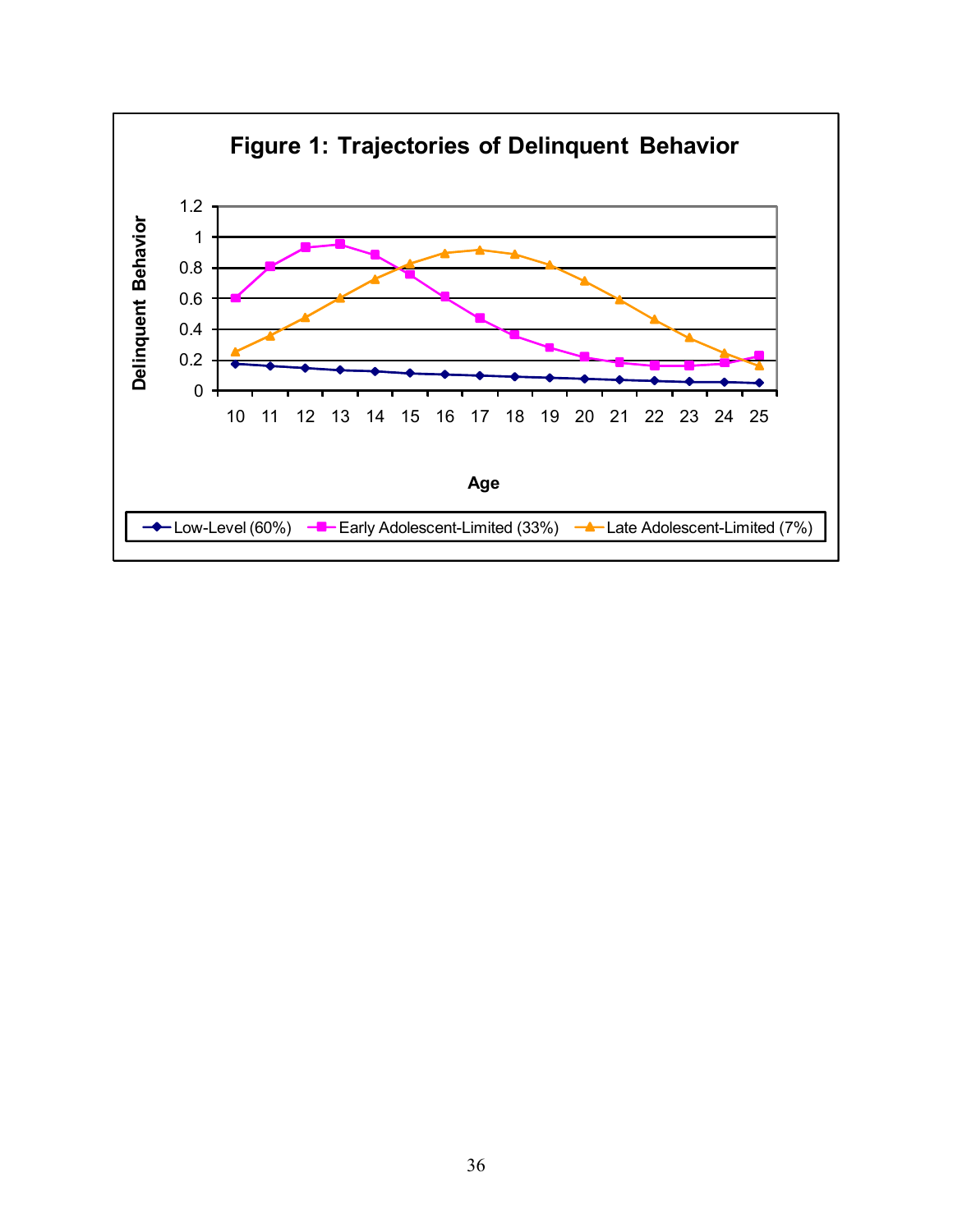**Figure 1: Trajectories of Delinquent Behavior**

Delinquent Behavior

Age

Low-Level (60%) — Early Adolescent-Limited (33%) — Late Adolescent-Limited (7%)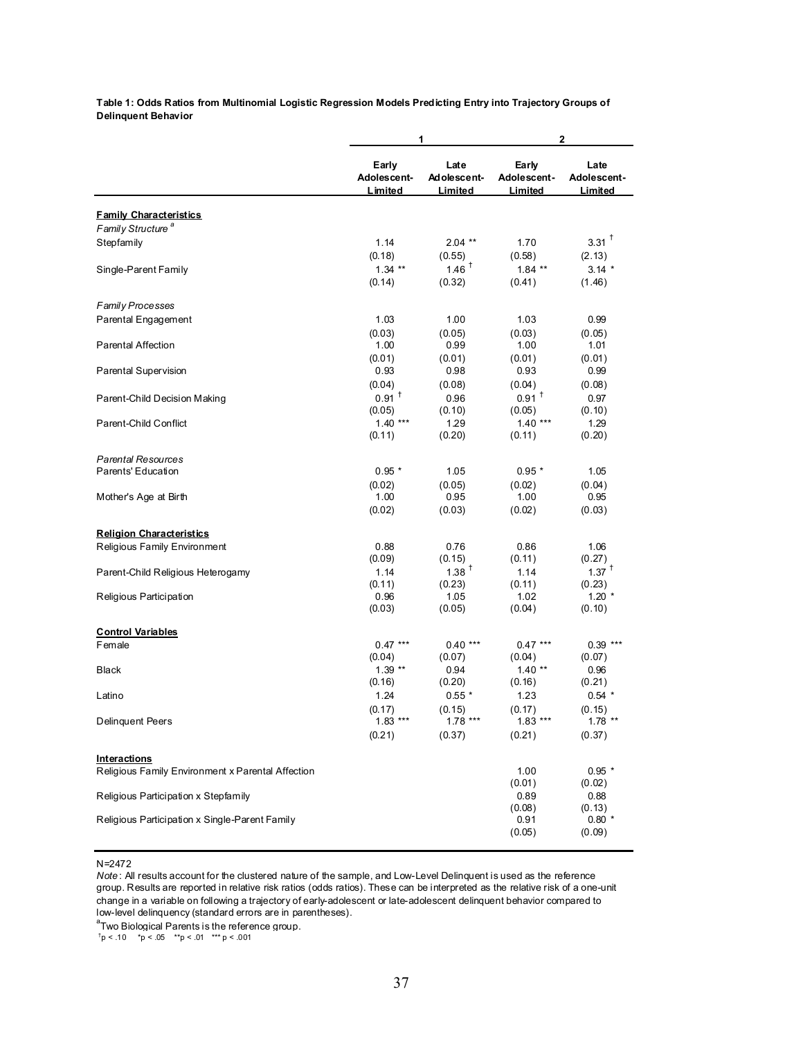**Table 1: Odds Ratios from Multinomial Logistic Regression Models Predicting Entry into Trajectory Groups of Delinquent Behavior**

| | 1 | | 2 | |
|---|---|---|---|---|
| | Early Adolescent-Limited | Late Adolescent-Limited | Early Adolescent-Limited | Late Adolescent-Limited |
| **Family Characteristics** | | | | |
| *Family Structure* [a] | | | | |
| Stepfamily | 1.14 | 2.04 ** | 1.70 | 3.31 † |
| | (0.18) | (0.55) | (0.58) | (2.13) |
| Single-Parent Family | 1.34 ** | 1.46 † | 1.84 ** | 3.14 * |
| | (0.14) | (0.32) | (0.41) | (1.46) |
| *Family Processes* | | | | |
| Parental Engagement | 1.03 | 1.00 | 1.03 | 0.99 |
| | (0.03) | (0.05) | (0.03) | (0.05) |
| Parental Affection | 1.00 | 0.99 | 1.00 | 1.01 |
| | (0.01) | (0.01) | (0.01) | (0.01) |
| Parental Supervision | 0.93 | 0.98 | 0.93 | 0.99 |
| | (0.04) | (0.08) | (0.04) | (0.08) |
| Parent-Child Decision Making | 0.91 † | 0.96 | 0.91 † | 0.97 |
| | (0.05) | (0.10) | (0.05) | (0.10) |
| Parent-Child Conflict | 1.40 *** | 1.29 | 1.40 *** | 1.29 |
| | (0.11) | (0.20) | (0.11) | (0.20) |
| *Parental Resources* | | | | |
| Parents' Education | 0.95 * | 1.05 | 0.95 * | 1.05 |
| | (0.02) | (0.05) | (0.02) | (0.04) |
| Mother's Age at Birth | 1.00 | 0.95 | 1.00 | 0.95 |
| | (0.02) | (0.03) | (0.02) | (0.03) |
| **Religion Characteristics** | | | | |
| Religious Family Environment | 0.88 | 0.76 | 0.86 | 1.06 |
| | (0.09) | (0.15) | (0.11) | (0.27) |
| Parent-Child Religious Heterogamy | 1.14 | 1.38 † | 1.14 | 1.37 † |
| | (0.11) | (0.23) | (0.11) | (0.23) |
| Religious Participation | 0.96 | 1.05 | 1.02 | 1.20 * |
| | (0.03) | (0.05) | (0.04) | (0.10) |
| **Control Variables** | | | | |
| Female | 0.47 *** | 0.40 *** | 0.47 *** | 0.39 *** |
| | (0.04) | (0.07) | (0.04) | (0.07) |
| Black | 1.39 ** | 0.94 | 1.40 ** | 0.96 |
| | (0.16) | (0.20) | (0.16) | (0.21) |
| Latino | 1.24 | 0.55 * | 1.23 | 0.54 * |
| | (0.17) | (0.15) | (0.17) | (0.15) |
| Delinquent Peers | 1.83 *** | 1.78 *** | 1.83 *** | 1.78 ** |
| | (0.21) | (0.37) | (0.21) | (0.37) |
| **Interactions** | | | | |
| Religious Family Environment x Parental Affection | | | 1.00 | 0.95 * |
| | | | (0.01) | (0.02) |
| Religious Participation x Stepfamily | | | 0.89 | 0.88 |
| | | | (0.08) | (0.13) |
| Religious Participation x Single-Parent Family | | | 0.91 | 0.80 * |
| | | | (0.05) | (0.09) |

N=2472

*Note*: All results account for the clustered nature of the sample, and Low-Level Delinquent is used as the reference group. Results are reported in relative risk ratios (odds ratios). These can be interpreted as the relative risk of a one-unit change in a variable on following a trajectory of early-adolescent or late-adolescent delinquent behavior compared to low-level delinquency (standard errors are in parentheses).

[a] Two Biological Parents is the reference group.

† $p < .10$ * $p < .05$ ** $p < .01$ *** $p < .001$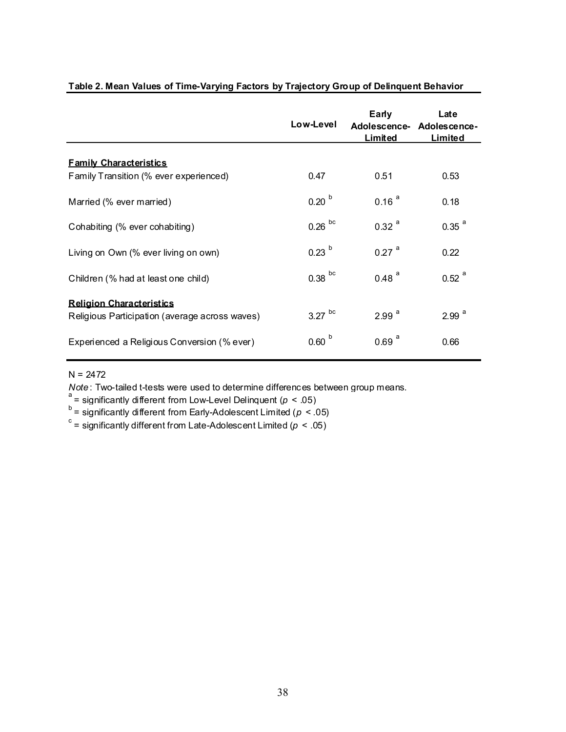**Table 2. Mean Values of Time-Varying Factors by Trajectory Group of Delinquent Behavior**

| | Low-Level | Early Adolescence-Limited | Late Adolescence-Limited |
|---|---|---|---|
| **Family Characteristics** | | | |
| Family Transition (% ever experienced) | 0.47 | 0.51 | 0.53 |
| Married (% ever married) | 0.20 [b] | 0.16 [a] | 0.18 |
| Cohabiting (% ever cohabiting) | 0.26 [bc] | 0.32 [a] | 0.35 [a] |
| Living on Own (% ever living on own) | 0.23 [b] | 0.27 [a] | 0.22 |
| Children (% had at least one child) | 0.38 [bc] | 0.48 [a] | 0.52 [a] |
| **Religion Characteristics** | | | |
| Religious Participation (average across waves) | 3.27 [bc] | 2.99 [a] | 2.99 [a] |
| Experienced a Religious Conversion (% ever) | 0.60 [b] | 0.69 [a] | 0.66 |

N = 2472

*Note*: Two-tailed t-tests were used to determine differences between group means.

[a] = significantly different from Low-Level Delinquent ($p < .05$)

[b] = significantly different from Early-Adolescent Limited ($p < .05$)

[c] = significantly different from Late-Adolescent Limited ($p < .05$)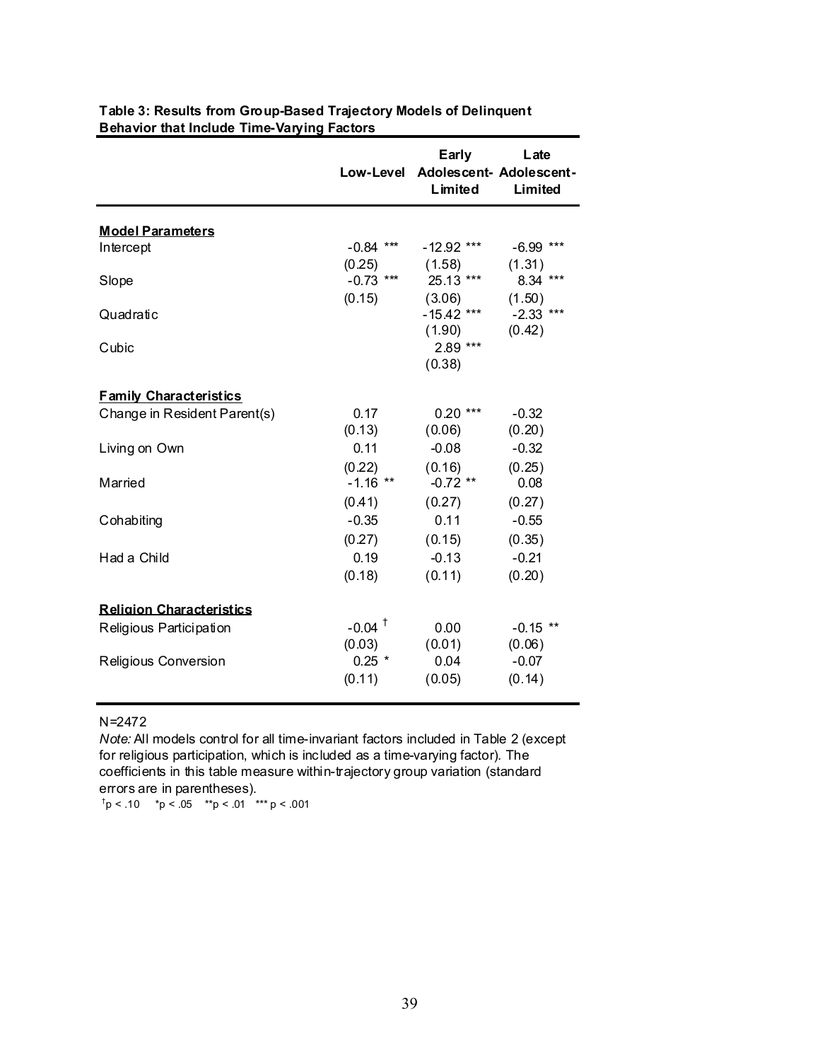**Table 3: Results from Group-Based Trajectory Models of Delinquent Behavior that Include Time-Varying Factors**

| | Low-Level | Early Adolescent-Limited | Late Adolescent-Limited |
|---|---|---|---|
| **Model Parameters** | | | |
| Intercept | -0.84 *** | -12.92 *** | -6.99 *** |
| | (0.25) | (1.58) | (1.31) |
| Slope | -0.73 *** | 25.13 *** | 8.34 *** |
| | (0.15) | (3.06) | (1.50) |
| Quadratic | | -15.42 *** | -2.33 *** |
| | | (1.90) | (0.42) |
| Cubic | | 2.89 *** | |
| | | (0.38) | |
| **Family Characteristics** | | | |
| Change in Resident Parent(s) | 0.17 | 0.20 *** | -0.32 |
| | (0.13) | (0.06) | (0.20) |
| Living on Own | 0.11 | -0.08 | -0.32 |
| | (0.22) | (0.16) | (0.25) |
| Married | -1.16 ** | -0.72 ** | 0.08 |
| | (0.41) | (0.27) | (0.27) |
| Cohabiting | -0.35 | 0.11 | -0.55 |
| | (0.27) | (0.15) | (0.35) |
| Had a Child | 0.19 | -0.13 | -0.21 |
| | (0.18) | (0.11) | (0.20) |
| **Religion Characteristics** | | | |
| Religious Participation | -0.04 † | 0.00 | -0.15 ** |
| | (0.03) | (0.01) | (0.06) |
| Religious Conversion | 0.25 * | 0.04 | -0.07 |
| | (0.11) | (0.05) | (0.14) |

N=2472

*Note:* All models control for all time-invariant factors included in Table 2 (except for religious participation, which is included as a time-varying factor). The coefficients in this table measure within-trajectory group variation (standard errors are in parentheses).

† $p < .10$ &nbsp;&nbsp; * $p < .05$ &nbsp;&nbsp; ** $p < .01$ &nbsp;&nbsp; *** $p < .001$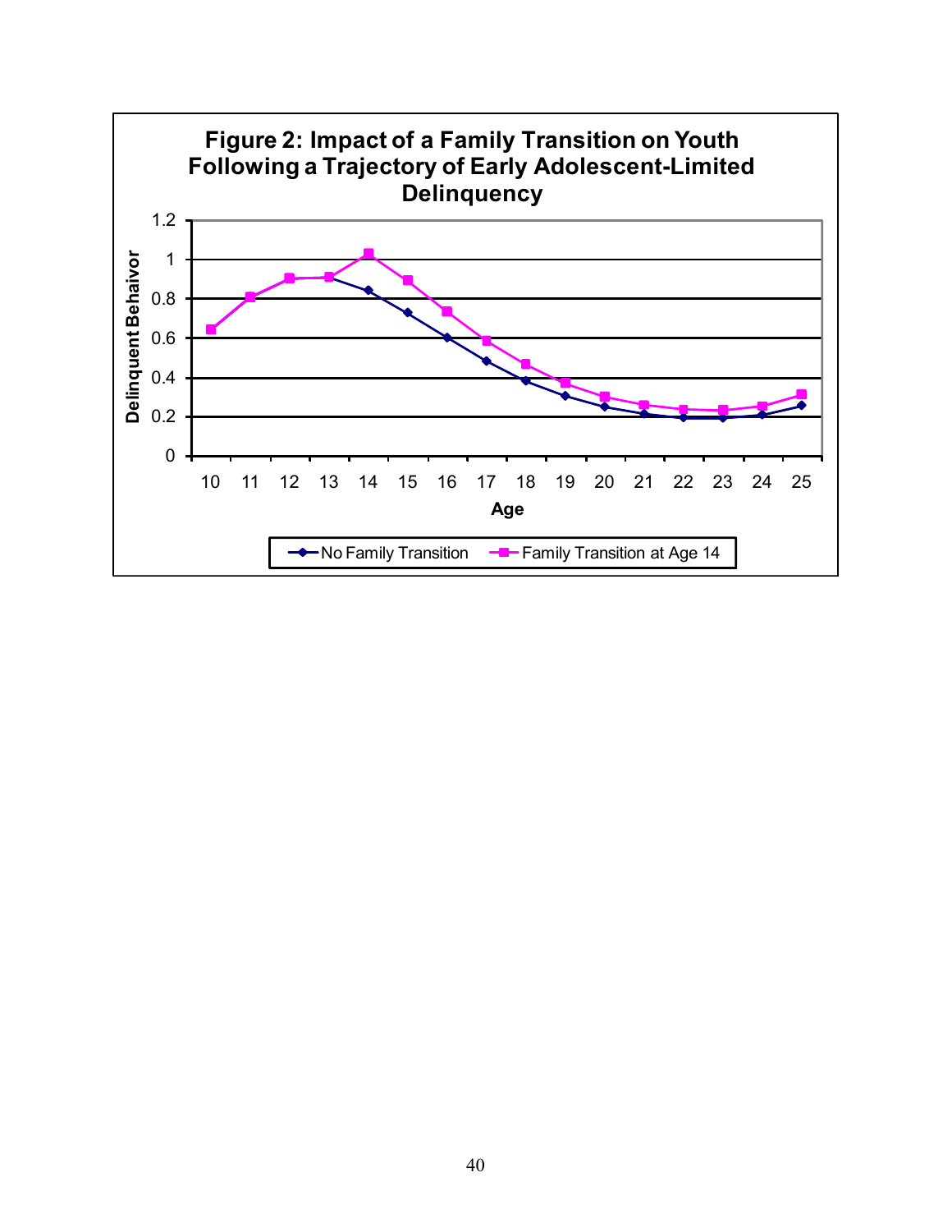**Figure 2: Impact of a Family Transition on Youth Following a Trajectory of Early Adolescent-Limited Delinquency**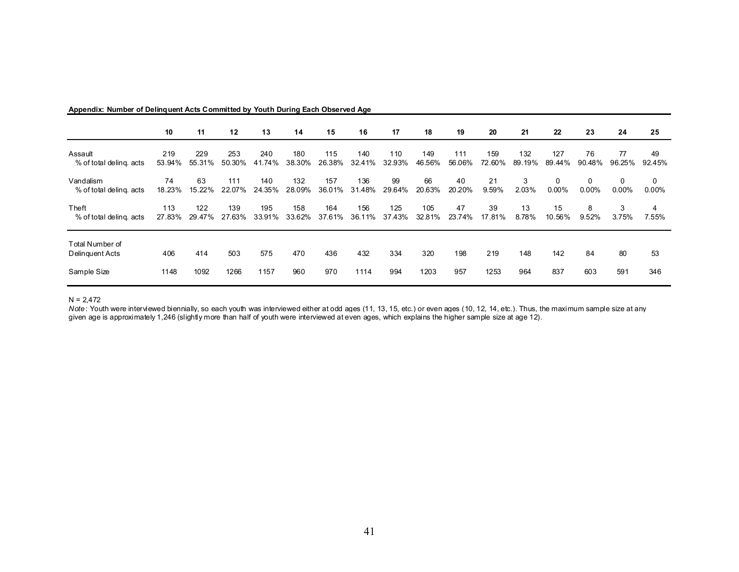**Appendix: Number of Delinquent Acts Committed by Youth During Each Observed Age**

| | 10 | 11 | 12 | 13 | 14 | 15 | 16 | 17 | 18 | 19 | 20 | 21 | 22 | 23 | 24 | 25 |
|---|---|---|---|---|---|---|---|---|---|---|---|---|---|---|---|---|
| Assault | 219 | 229 | 253 | 240 | 180 | 115 | 140 | 110 | 149 | 111 | 159 | 132 | 127 | 76 | 77 | 49 |
| % of total delinq. acts | 53.94% | 55.31% | 50.30% | 41.74% | 38.30% | 26.38% | 32.41% | 32.93% | 46.56% | 56.06% | 72.60% | 89.19% | 89.44% | 90.48% | 96.25% | 92.45% |
| Vandalism | 74 | 63 | 111 | 140 | 132 | 157 | 136 | 99 | 66 | 40 | 21 | 3 | 0 | 0 | 0 | 0 |
| % of total delinq. acts | 18.23% | 15.22% | 22.07% | 24.35% | 28.09% | 36.01% | 31.48% | 29.64% | 20.63% | 20.20% | 9.59% | 2.03% | 0.00% | 0.00% | 0.00% | 0.00% |
| Theft | 113 | 122 | 139 | 195 | 158 | 164 | 156 | 125 | 105 | 47 | 39 | 13 | 15 | 8 | 3 | 4 |
| % of total delinq. acts | 27.83% | 29.47% | 27.63% | 33.91% | 33.62% | 37.61% | 36.11% | 37.43% | 32.81% | 23.74% | 17.81% | 8.78% | 10.56% | 9.52% | 3.75% | 7.55% |
| Total Number of Delinquent Acts | 406 | 414 | 503 | 575 | 470 | 436 | 432 | 334 | 320 | 198 | 219 | 148 | 142 | 84 | 80 | 53 |
| Sample Size | 1148 | 1092 | 1266 | 1157 | 960 | 970 | 1114 | 994 | 1203 | 957 | 1253 | 964 | 837 | 603 | 591 | 346 |

N = 2,472

*Note*: Youth were interviewed biennially, so each youth was interviewed either at odd ages (11, 13, 15, etc.) or even ages (10, 12, 14, etc.). Thus, the maximum sample size at any given age is approximately 1,246 (slightly more than half of youth were interviewed at even ages, which explains the higher sample size at age 12).